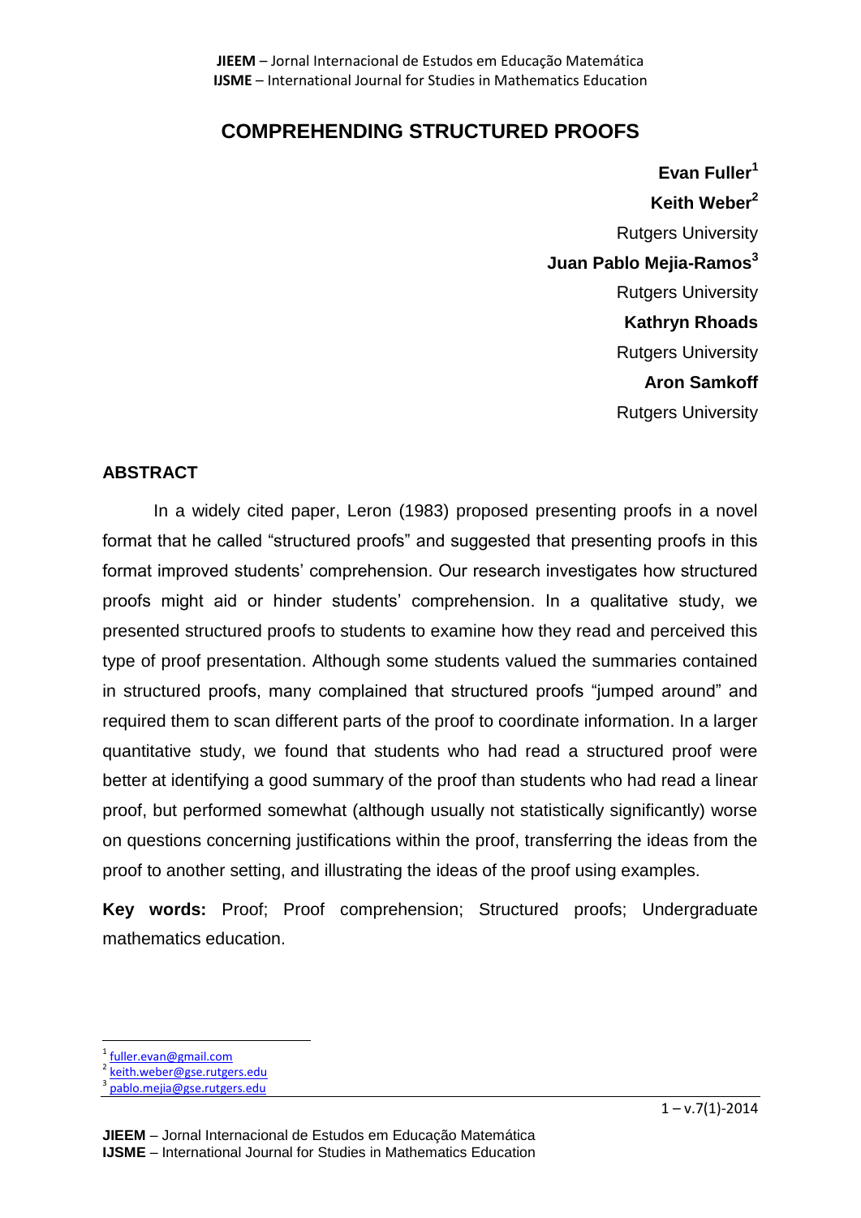# COMPREHENDING STRUCTURED PROOFS

**Evan Fuller**[1]

**Keith Weber**[2]

Rutgers University

**Juan Pablo Mejia-Ramos**[3]

Rutgers University

**Kathryn Rhoads**

Rutgers University

**Aron Samkoff**

Rutgers University

## ABSTRACT

In a widely cited paper, Leron (1983) proposed presenting proofs in a novel format that he called "structured proofs" and suggested that presenting proofs in this format improved students' comprehension. Our research investigates how structured proofs might aid or hinder students' comprehension. In a qualitative study, we presented structured proofs to students to examine how they read and perceived this type of proof presentation. Although some students valued the summaries contained in structured proofs, many complained that structured proofs "jumped around" and required them to scan different parts of the proof to coordinate information. In a larger quantitative study, we found that students who had read a structured proof were better at identifying a good summary of the proof than students who had read a linear proof, but performed somewhat (although usually not statistically significantly) worse on questions concerning justifications within the proof, transferring the ideas from the proof to another setting, and illustrating the ideas of the proof using examples.

**Key words:** Proof; Proof comprehension; Structured proofs; Undergraduate mathematics education.

[1] fuller.evan@gmail.com
[2] keith.weber@gse.rutgers.edu
[3] pablo.mejia@gse.rutgers.edu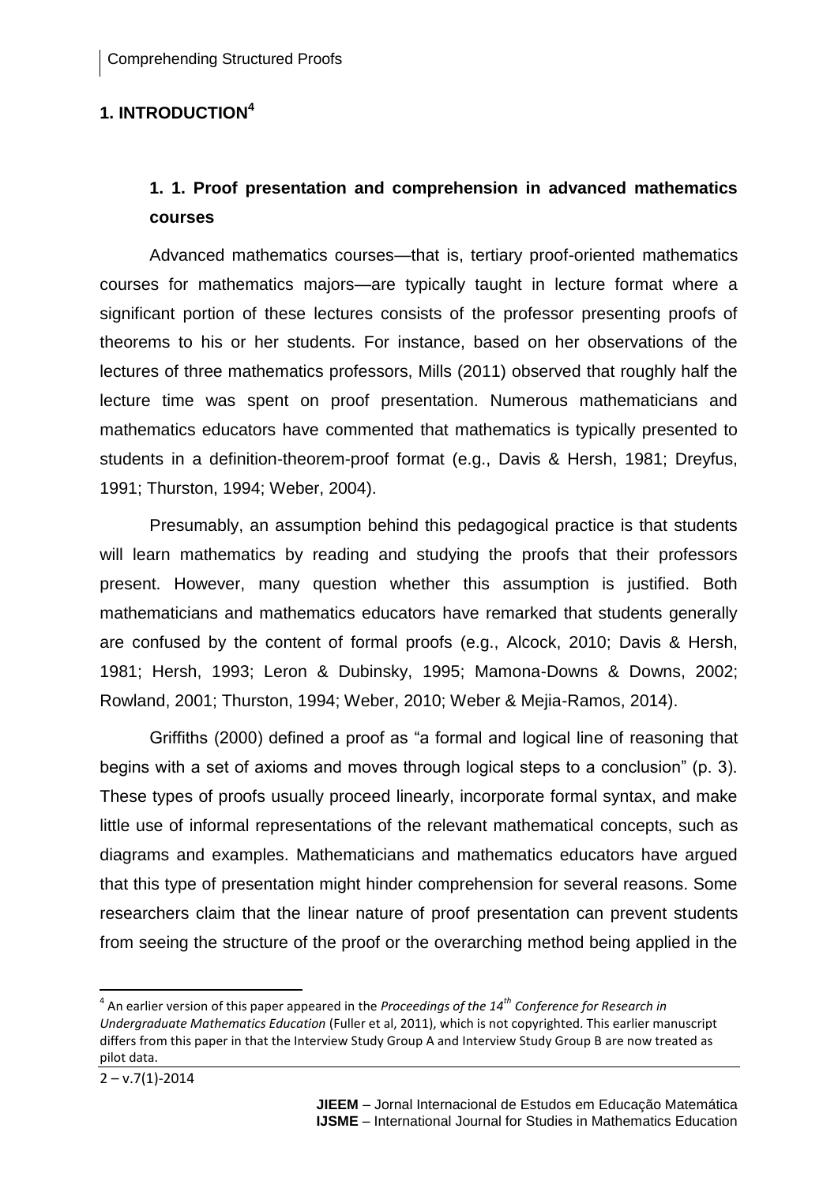# 1. INTRODUCTION[4]

## 1. 1. Proof presentation and comprehension in advanced mathematics courses

Advanced mathematics courses—that is, tertiary proof-oriented mathematics courses for mathematics majors—are typically taught in lecture format where a significant portion of these lectures consists of the professor presenting proofs of theorems to his or her students. For instance, based on her observations of the lectures of three mathematics professors, Mills (2011) observed that roughly half the lecture time was spent on proof presentation. Numerous mathematicians and mathematics educators have commented that mathematics is typically presented to students in a definition-theorem-proof format (e.g., Davis & Hersh, 1981; Dreyfus, 1991; Thurston, 1994; Weber, 2004).

Presumably, an assumption behind this pedagogical practice is that students will learn mathematics by reading and studying the proofs that their professors present. However, many question whether this assumption is justified. Both mathematicians and mathematics educators have remarked that students generally are confused by the content of formal proofs (e.g., Alcock, 2010; Davis & Hersh, 1981; Hersh, 1993; Leron & Dubinsky, 1995; Mamona-Downs & Downs, 2002; Rowland, 2001; Thurston, 1994; Weber, 2010; Weber & Mejia-Ramos, 2014).

Griffiths (2000) defined a proof as "a formal and logical line of reasoning that begins with a set of axioms and moves through logical steps to a conclusion" (p. 3). These types of proofs usually proceed linearly, incorporate formal syntax, and make little use of informal representations of the relevant mathematical concepts, such as diagrams and examples. Mathematicians and mathematics educators have argued that this type of presentation might hinder comprehension for several reasons. Some researchers claim that the linear nature of proof presentation can prevent students from seeing the structure of the proof or the overarching method being applied in the

[4] An earlier version of this paper appeared in the *Proceedings of the 14th Conference for Research in Undergraduate Mathematics Education* (Fuller et al, 2011), which is not copyrighted. This earlier manuscript differs from this paper in that the Interview Study Group A and Interview Study Group B are now treated as pilot data.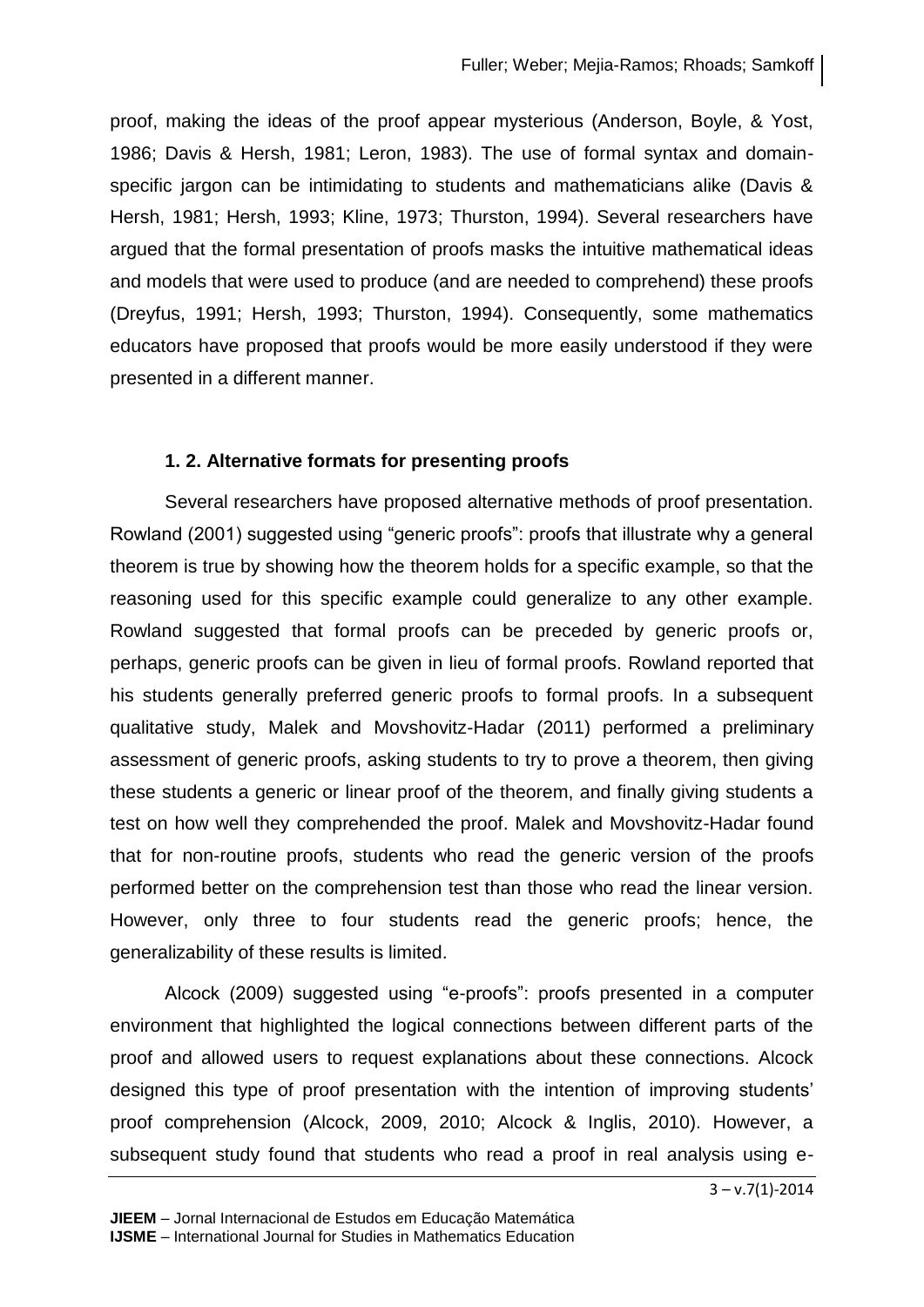proof, making the ideas of the proof appear mysterious (Anderson, Boyle, & Yost, 1986; Davis & Hersh, 1981; Leron, 1983). The use of formal syntax and domain-specific jargon can be intimidating to students and mathematicians alike (Davis & Hersh, 1981; Hersh, 1993; Kline, 1973; Thurston, 1994). Several researchers have argued that the formal presentation of proofs masks the intuitive mathematical ideas and models that were used to produce (and are needed to comprehend) these proofs (Dreyfus, 1991; Hersh, 1993; Thurston, 1994). Consequently, some mathematics educators have proposed that proofs would be more easily understood if they were presented in a different manner.

### 1. 2. Alternative formats for presenting proofs

Several researchers have proposed alternative methods of proof presentation. Rowland (2001) suggested using "generic proofs": proofs that illustrate why a general theorem is true by showing how the theorem holds for a specific example, so that the reasoning used for this specific example could generalize to any other example. Rowland suggested that formal proofs can be preceded by generic proofs or, perhaps, generic proofs can be given in lieu of formal proofs. Rowland reported that his students generally preferred generic proofs to formal proofs. In a subsequent qualitative study, Malek and Movshovitz-Hadar (2011) performed a preliminary assessment of generic proofs, asking students to try to prove a theorem, then giving these students a generic or linear proof of the theorem, and finally giving students a test on how well they comprehended the proof. Malek and Movshovitz-Hadar found that for non-routine proofs, students who read the generic version of the proofs performed better on the comprehension test than those who read the linear version. However, only three to four students read the generic proofs; hence, the generalizability of these results is limited.

Alcock (2009) suggested using "e-proofs": proofs presented in a computer environment that highlighted the logical connections between different parts of the proof and allowed users to request explanations about these connections. Alcock designed this type of proof presentation with the intention of improving students' proof comprehension (Alcock, 2009, 2010; Alcock & Inglis, 2010). However, a subsequent study found that students who read a proof in real analysis using e-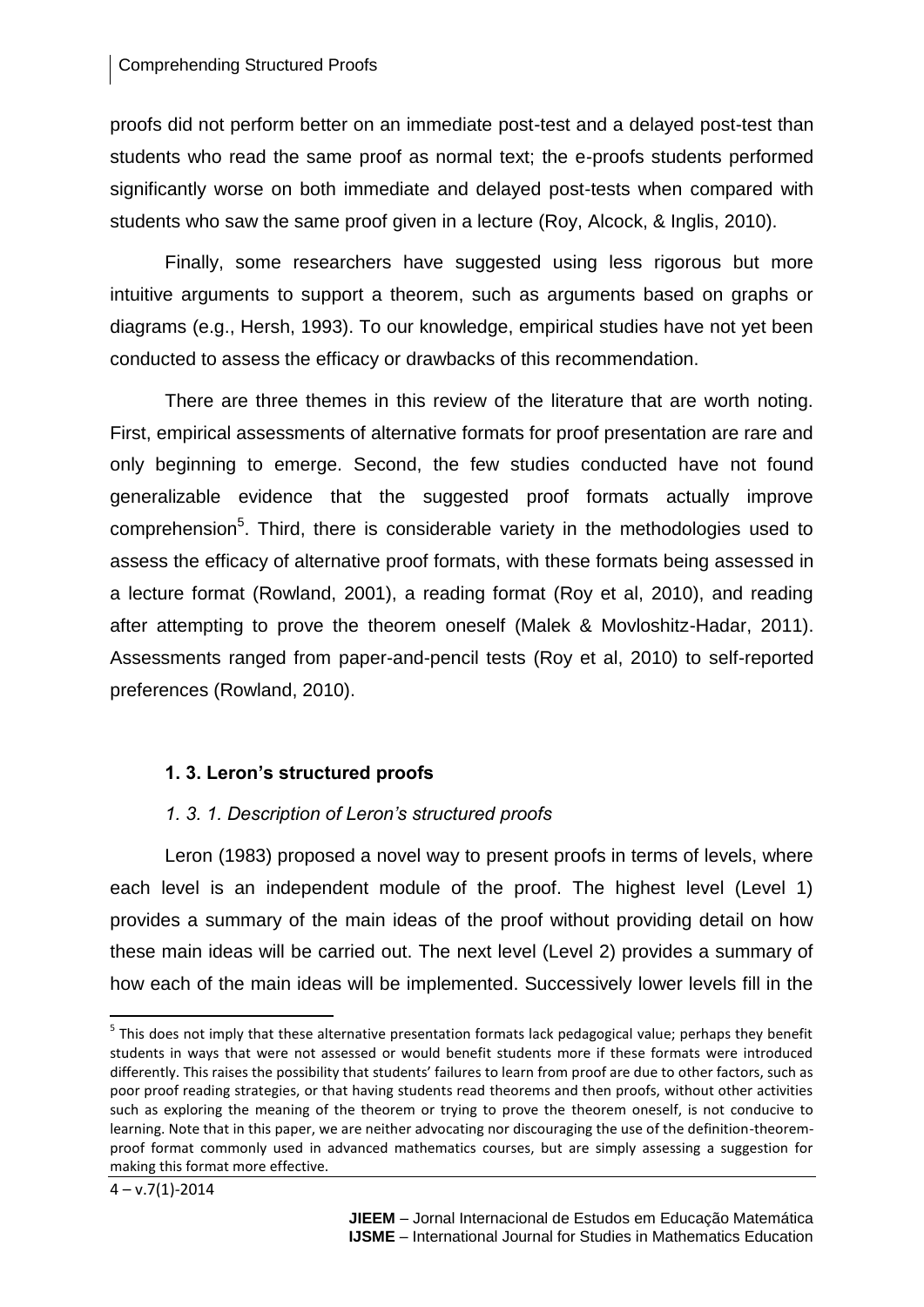proofs did not perform better on an immediate post-test and a delayed post-test than students who read the same proof as normal text; the e-proofs students performed significantly worse on both immediate and delayed post-tests when compared with students who saw the same proof given in a lecture (Roy, Alcock, & Inglis, 2010).

Finally, some researchers have suggested using less rigorous but more intuitive arguments to support a theorem, such as arguments based on graphs or diagrams (e.g., Hersh, 1993). To our knowledge, empirical studies have not yet been conducted to assess the efficacy or drawbacks of this recommendation.

There are three themes in this review of the literature that are worth noting. First, empirical assessments of alternative formats for proof presentation are rare and only beginning to emerge. Second, the few studies conducted have not found generalizable evidence that the suggested proof formats actually improve comprehension[5]. Third, there is considerable variety in the methodologies used to assess the efficacy of alternative proof formats, with these formats being assessed in a lecture format (Rowland, 2001), a reading format (Roy et al, 2010), and reading after attempting to prove the theorem oneself (Malek & Movloshitz-Hadar, 2011). Assessments ranged from paper-and-pencil tests (Roy et al, 2010) to self-reported preferences (Rowland, 2010).

### 1. 3. Leron's structured proofs

#### *1. 3. 1. Description of Leron's structured proofs*

Leron (1983) proposed a novel way to present proofs in terms of levels, where each level is an independent module of the proof. The highest level (Level 1) provides a summary of the main ideas of the proof without providing detail on how these main ideas will be carried out. The next level (Level 2) provides a summary of how each of the main ideas will be implemented. Successively lower levels fill in the

[5] This does not imply that these alternative presentation formats lack pedagogical value; perhaps they benefit students in ways that were not assessed or would benefit students more if these formats were introduced differently. This raises the possibility that students' failures to learn from proof are due to other factors, such as poor proof reading strategies, or that having students read theorems and then proofs, without other activities such as exploring the meaning of the theorem or trying to prove the theorem oneself, is not conducive to learning. Note that in this paper, we are neither advocating nor discouraging the use of the definition-theorem-proof format commonly used in advanced mathematics courses, but are simply assessing a suggestion for making this format more effective.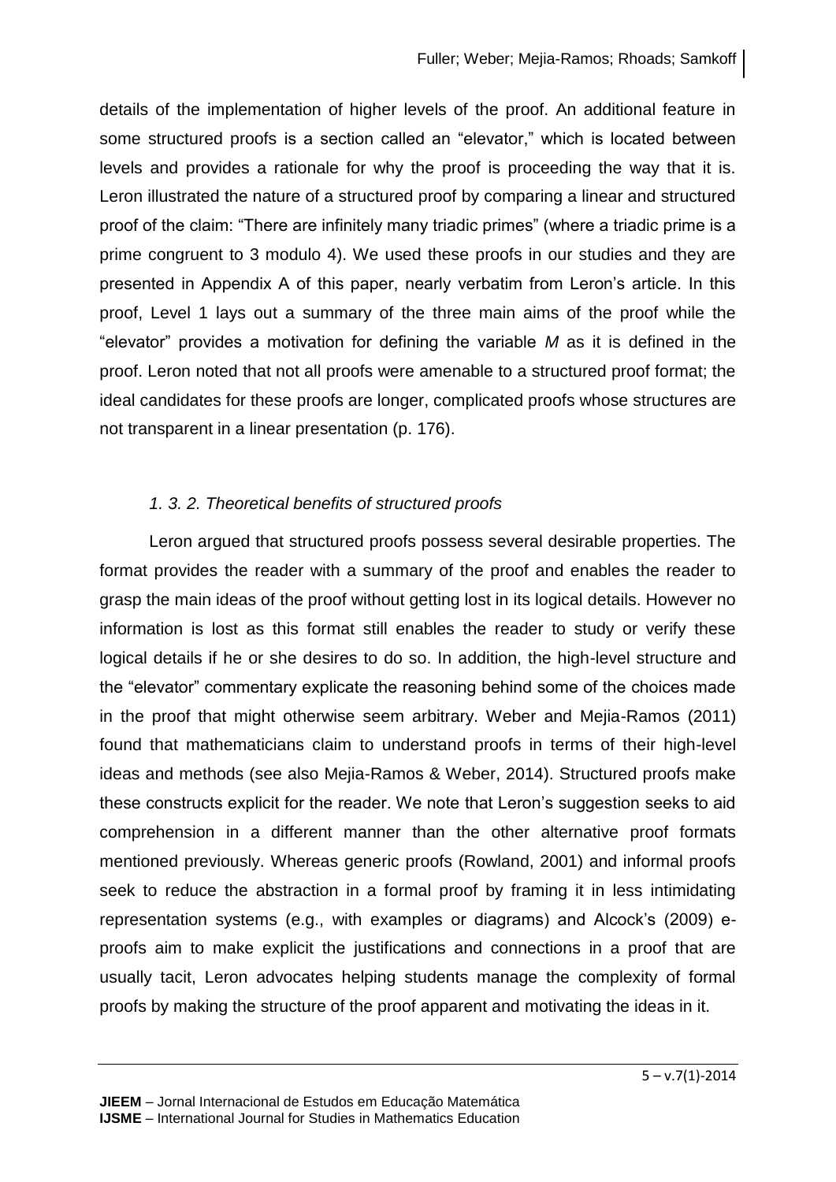details of the implementation of higher levels of the proof. An additional feature in some structured proofs is a section called an "elevator," which is located between levels and provides a rationale for why the proof is proceeding the way that it is. Leron illustrated the nature of a structured proof by comparing a linear and structured proof of the claim: "There are infinitely many triadic primes" (where a triadic prime is a prime congruent to 3 modulo 4). We used these proofs in our studies and they are presented in Appendix A of this paper, nearly verbatim from Leron's article. In this proof, Level 1 lays out a summary of the three main aims of the proof while the "elevator" provides a motivation for defining the variable $M$ as it is defined in the proof. Leron noted that not all proofs were amenable to a structured proof format; the ideal candidates for these proofs are longer, complicated proofs whose structures are not transparent in a linear presentation (p. 176).

### *1. 3. 2. Theoretical benefits of structured proofs*

Leron argued that structured proofs possess several desirable properties. The format provides the reader with a summary of the proof and enables the reader to grasp the main ideas of the proof without getting lost in its logical details. However no information is lost as this format still enables the reader to study or verify these logical details if he or she desires to do so. In addition, the high-level structure and the "elevator" commentary explicate the reasoning behind some of the choices made in the proof that might otherwise seem arbitrary. Weber and Mejia-Ramos (2011) found that mathematicians claim to understand proofs in terms of their high-level ideas and methods (see also Mejia-Ramos & Weber, 2014). Structured proofs make these constructs explicit for the reader. We note that Leron's suggestion seeks to aid comprehension in a different manner than the other alternative proof formats mentioned previously. Whereas generic proofs (Rowland, 2001) and informal proofs seek to reduce the abstraction in a formal proof by framing it in less intimidating representation systems (e.g., with examples or diagrams) and Alcock's (2009) e-proofs aim to make explicit the justifications and connections in a proof that are usually tacit, Leron advocates helping students manage the complexity of formal proofs by making the structure of the proof apparent and motivating the ideas in it.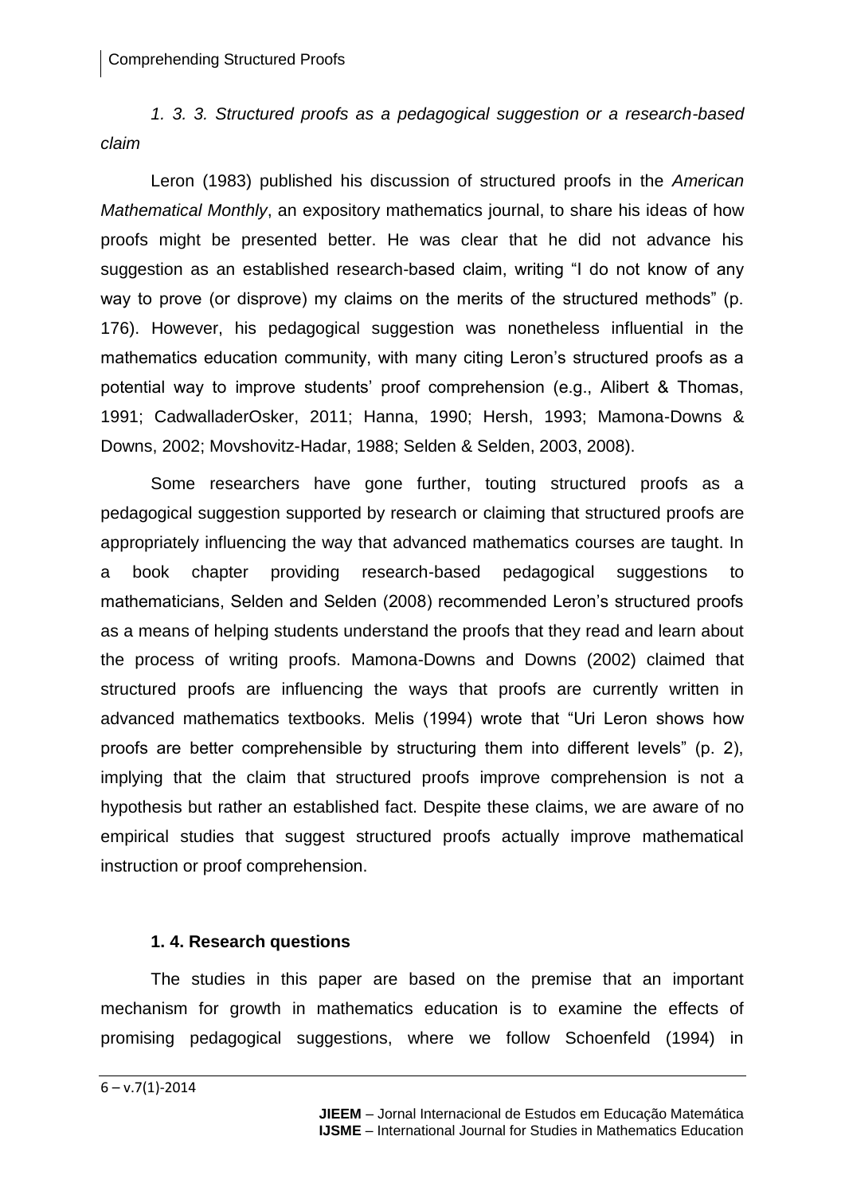*1. 3. 3. Structured proofs as a pedagogical suggestion or a research-based claim*

Leron (1983) published his discussion of structured proofs in the *American Mathematical Monthly*, an expository mathematics journal, to share his ideas of how proofs might be presented better. He was clear that he did not advance his suggestion as an established research-based claim, writing "I do not know of any way to prove (or disprove) my claims on the merits of the structured methods" (p. 176). However, his pedagogical suggestion was nonetheless influential in the mathematics education community, with many citing Leron's structured proofs as a potential way to improve students' proof comprehension (e.g., Alibert & Thomas, 1991; CadwalladerOsker, 2011; Hanna, 1990; Hersh, 1993; Mamona-Downs & Downs, 2002; Movshovitz-Hadar, 1988; Selden & Selden, 2003, 2008).

Some researchers have gone further, touting structured proofs as a pedagogical suggestion supported by research or claiming that structured proofs are appropriately influencing the way that advanced mathematics courses are taught. In a book chapter providing research-based pedagogical suggestions to mathematicians, Selden and Selden (2008) recommended Leron's structured proofs as a means of helping students understand the proofs that they read and learn about the process of writing proofs. Mamona-Downs and Downs (2002) claimed that structured proofs are influencing the ways that proofs are currently written in advanced mathematics textbooks. Melis (1994) wrote that "Uri Leron shows how proofs are better comprehensible by structuring them into different levels" (p. 2), implying that the claim that structured proofs improve comprehension is not a hypothesis but rather an established fact. Despite these claims, we are aware of no empirical studies that suggest structured proofs actually improve mathematical instruction or proof comprehension.

### 1. 4. Research questions

The studies in this paper are based on the premise that an important mechanism for growth in mathematics education is to examine the effects of promising pedagogical suggestions, where we follow Schoenfeld (1994) in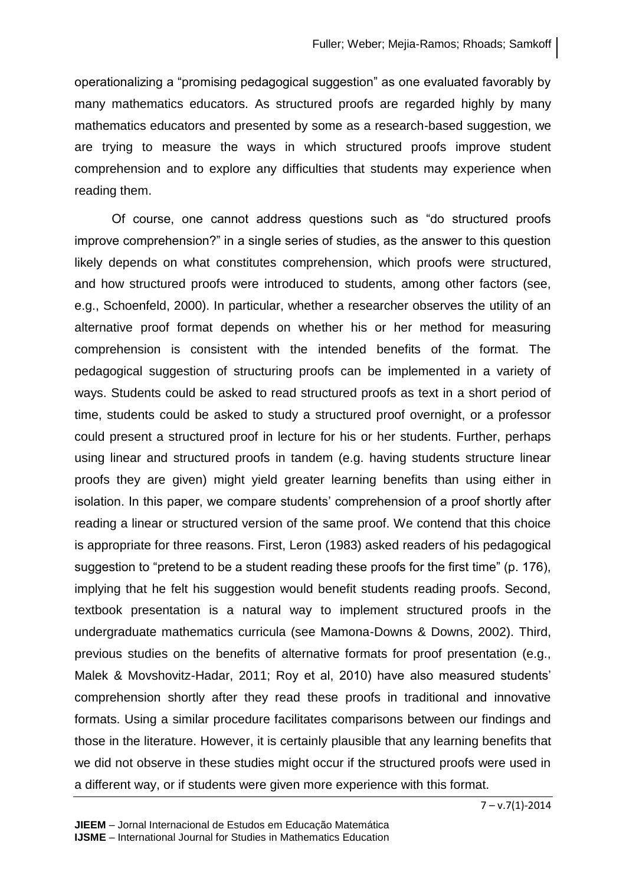operationalizing a "promising pedagogical suggestion" as one evaluated favorably by many mathematics educators. As structured proofs are regarded highly by many mathematics educators and presented by some as a research-based suggestion, we are trying to measure the ways in which structured proofs improve student comprehension and to explore any difficulties that students may experience when reading them.

Of course, one cannot address questions such as "do structured proofs improve comprehension?" in a single series of studies, as the answer to this question likely depends on what constitutes comprehension, which proofs were structured, and how structured proofs were introduced to students, among other factors (see, e.g., Schoenfeld, 2000). In particular, whether a researcher observes the utility of an alternative proof format depends on whether his or her method for measuring comprehension is consistent with the intended benefits of the format. The pedagogical suggestion of structuring proofs can be implemented in a variety of ways. Students could be asked to read structured proofs as text in a short period of time, students could be asked to study a structured proof overnight, or a professor could present a structured proof in lecture for his or her students. Further, perhaps using linear and structured proofs in tandem (e.g. having students structure linear proofs they are given) might yield greater learning benefits than using either in isolation. In this paper, we compare students' comprehension of a proof shortly after reading a linear or structured version of the same proof. We contend that this choice is appropriate for three reasons. First, Leron (1983) asked readers of his pedagogical suggestion to "pretend to be a student reading these proofs for the first time" (p. 176), implying that he felt his suggestion would benefit students reading proofs. Second, textbook presentation is a natural way to implement structured proofs in the undergraduate mathematics curricula (see Mamona-Downs & Downs, 2002). Third, previous studies on the benefits of alternative formats for proof presentation (e.g., Malek & Movshovitz-Hadar, 2011; Roy et al, 2010) have also measured students' comprehension shortly after they read these proofs in traditional and innovative formats. Using a similar procedure facilitates comparisons between our findings and those in the literature. However, it is certainly plausible that any learning benefits that we did not observe in these studies might occur if the structured proofs were used in a different way, or if students were given more experience with this format.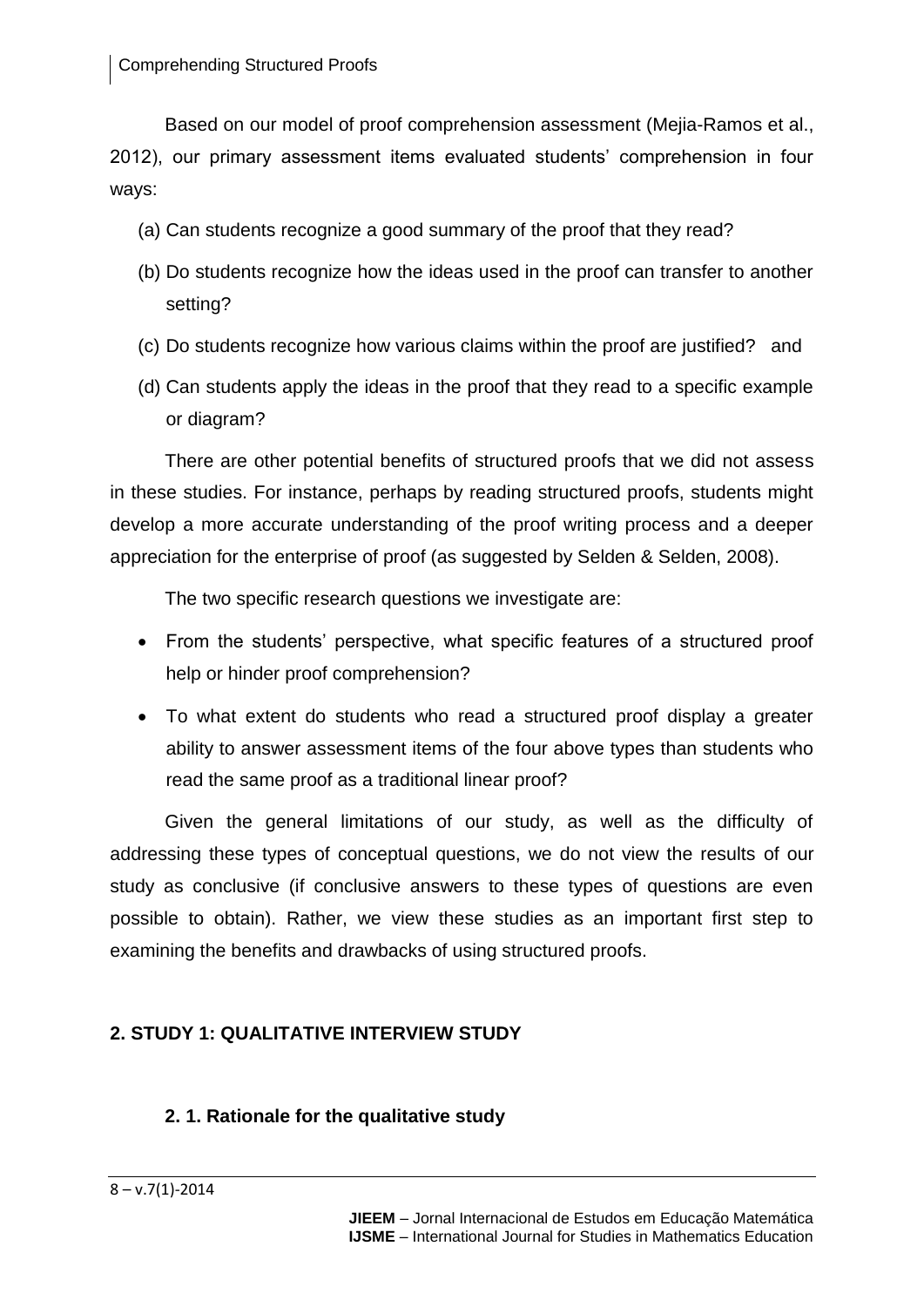Based on our model of proof comprehension assessment (Mejia-Ramos et al., 2012), our primary assessment items evaluated students' comprehension in four ways:

(a) Can students recognize a good summary of the proof that they read?

(b) Do students recognize how the ideas used in the proof can transfer to another setting?

(c) Do students recognize how various claims within the proof are justified? and

(d) Can students apply the ideas in the proof that they read to a specific example or diagram?

There are other potential benefits of structured proofs that we did not assess in these studies. For instance, perhaps by reading structured proofs, students might develop a more accurate understanding of the proof writing process and a deeper appreciation for the enterprise of proof (as suggested by Selden & Selden, 2008).

The two specific research questions we investigate are:

- From the students' perspective, what specific features of a structured proof help or hinder proof comprehension?
- To what extent do students who read a structured proof display a greater ability to answer assessment items of the four above types than students who read the same proof as a traditional linear proof?

Given the general limitations of our study, as well as the difficulty of addressing these types of conceptual questions, we do not view the results of our study as conclusive (if conclusive answers to these types of questions are even possible to obtain). Rather, we view these studies as an important first step to examining the benefits and drawbacks of using structured proofs.

## 2. STUDY 1: QUALITATIVE INTERVIEW STUDY

### 2. 1. Rationale for the qualitative study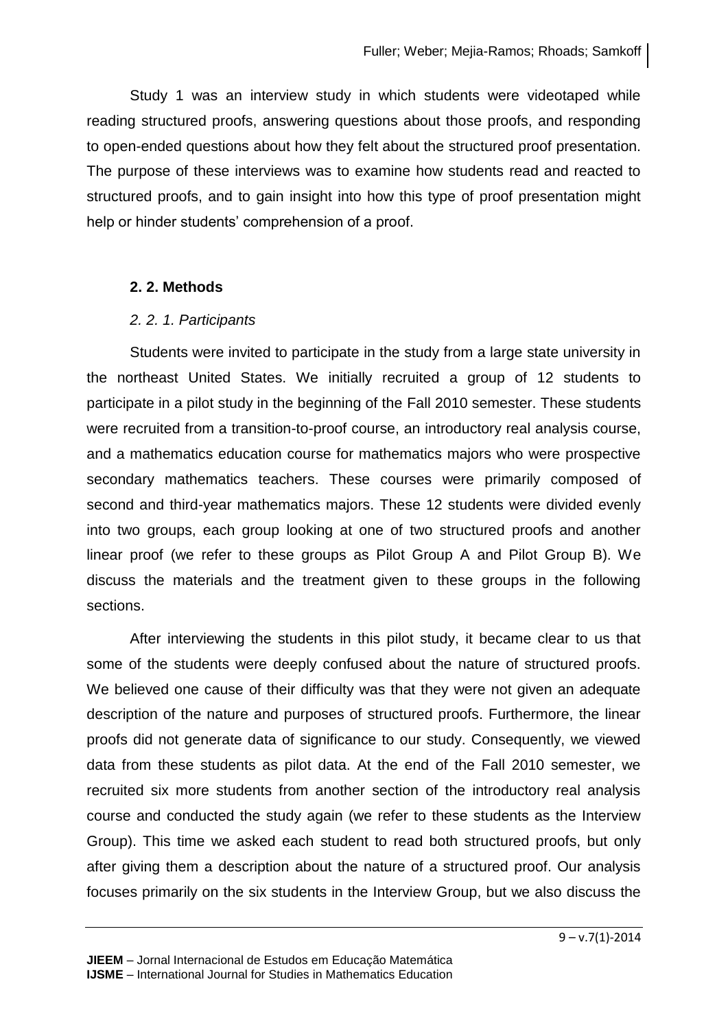Study 1 was an interview study in which students were videotaped while reading structured proofs, answering questions about those proofs, and responding to open-ended questions about how they felt about the structured proof presentation. The purpose of these interviews was to examine how students read and reacted to structured proofs, and to gain insight into how this type of proof presentation might help or hinder students' comprehension of a proof.

### 2. 2. Methods

#### *2. 2. 1. Participants*

Students were invited to participate in the study from a large state university in the northeast United States. We initially recruited a group of 12 students to participate in a pilot study in the beginning of the Fall 2010 semester. These students were recruited from a transition-to-proof course, an introductory real analysis course, and a mathematics education course for mathematics majors who were prospective secondary mathematics teachers. These courses were primarily composed of second and third-year mathematics majors. These 12 students were divided evenly into two groups, each group looking at one of two structured proofs and another linear proof (we refer to these groups as Pilot Group A and Pilot Group B). We discuss the materials and the treatment given to these groups in the following sections.

After interviewing the students in this pilot study, it became clear to us that some of the students were deeply confused about the nature of structured proofs. We believed one cause of their difficulty was that they were not given an adequate description of the nature and purposes of structured proofs. Furthermore, the linear proofs did not generate data of significance to our study. Consequently, we viewed data from these students as pilot data. At the end of the Fall 2010 semester, we recruited six more students from another section of the introductory real analysis course and conducted the study again (we refer to these students as the Interview Group). This time we asked each student to read both structured proofs, but only after giving them a description about the nature of a structured proof. Our analysis focuses primarily on the six students in the Interview Group, but we also discuss the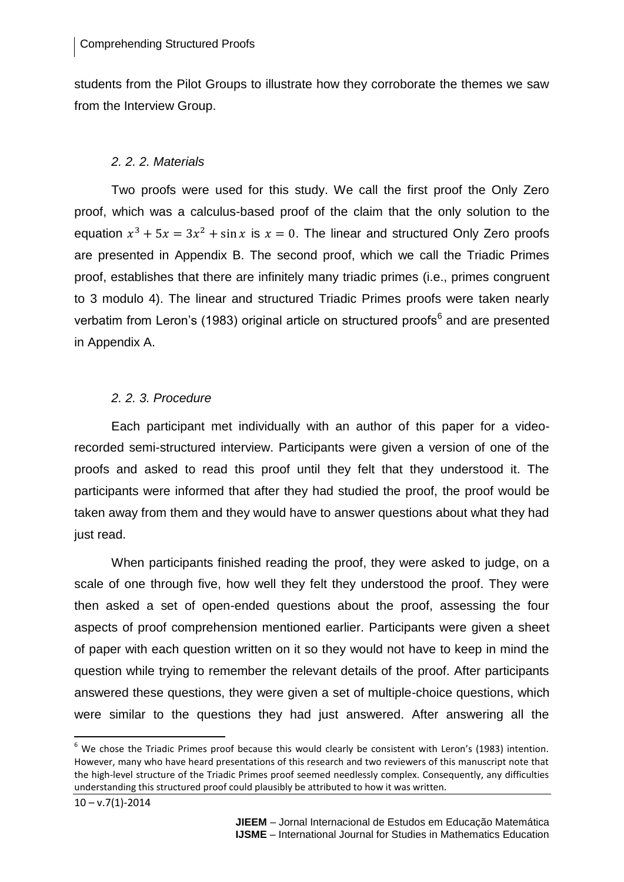students from the Pilot Groups to illustrate how they corroborate the themes we saw from the Interview Group.

### *2. 2. 2. Materials*

Two proofs were used for this study. We call the first proof the Only Zero proof, which was a calculus-based proof of the claim that the only solution to the equation $x^3 + 5x = 3x^2 + \sin x$ is $x = 0$. The linear and structured Only Zero proofs are presented in Appendix B. The second proof, which we call the Triadic Primes proof, establishes that there are infinitely many triadic primes (i.e., primes congruent to 3 modulo 4). The linear and structured Triadic Primes proofs were taken nearly verbatim from Leron's (1983) original article on structured proofs[6] and are presented in Appendix A.

### *2. 2. 3. Procedure*

Each participant met individually with an author of this paper for a video-recorded semi-structured interview. Participants were given a version of one of the proofs and asked to read this proof until they felt that they understood it. The participants were informed that after they had studied the proof, the proof would be taken away from them and they would have to answer questions about what they had just read.

When participants finished reading the proof, they were asked to judge, on a scale of one through five, how well they felt they understood the proof. They were then asked a set of open-ended questions about the proof, assessing the four aspects of proof comprehension mentioned earlier. Participants were given a sheet of paper with each question written on it so they would not have to keep in mind the question while trying to remember the relevant details of the proof. After participants answered these questions, they were given a set of multiple-choice questions, which were similar to the questions they had just answered. After answering all the

---

[6] We chose the Triadic Primes proof because this would clearly be consistent with Leron's (1983) intention. However, many who have heard presentations of this research and two reviewers of this manuscript note that the high-level structure of the Triadic Primes proof seemed needlessly complex. Consequently, any difficulties understanding this structured proof could plausibly be attributed to how it was written.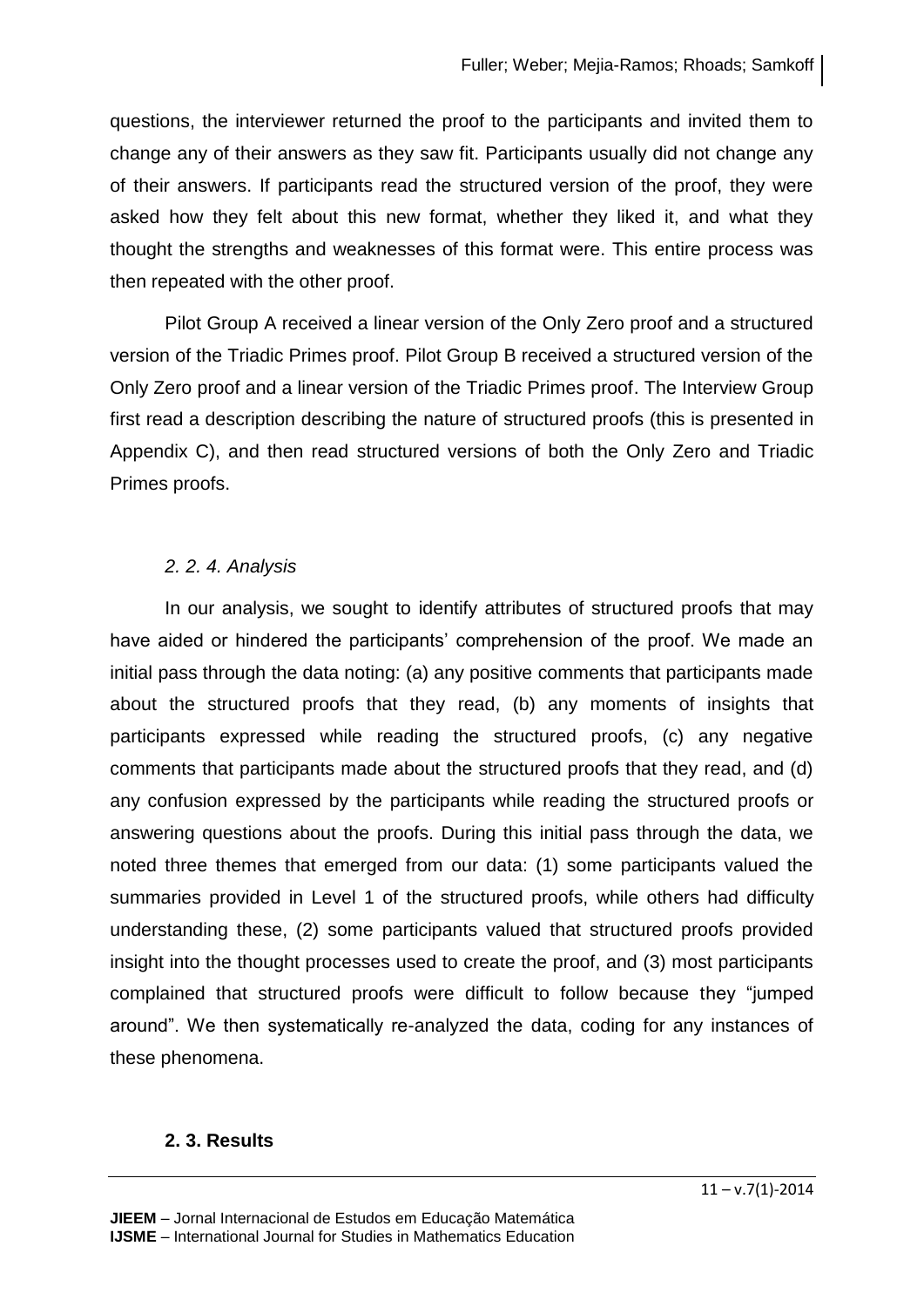questions, the interviewer returned the proof to the participants and invited them to change any of their answers as they saw fit. Participants usually did not change any of their answers. If participants read the structured version of the proof, they were asked how they felt about this new format, whether they liked it, and what they thought the strengths and weaknesses of this format were. This entire process was then repeated with the other proof.

Pilot Group A received a linear version of the Only Zero proof and a structured version of the Triadic Primes proof. Pilot Group B received a structured version of the Only Zero proof and a linear version of the Triadic Primes proof. The Interview Group first read a description describing the nature of structured proofs (this is presented in Appendix C), and then read structured versions of both the Only Zero and Triadic Primes proofs.

#### *2. 2. 4. Analysis*

In our analysis, we sought to identify attributes of structured proofs that may have aided or hindered the participants' comprehension of the proof. We made an initial pass through the data noting: (a) any positive comments that participants made about the structured proofs that they read, (b) any moments of insights that participants expressed while reading the structured proofs, (c) any negative comments that participants made about the structured proofs that they read, and (d) any confusion expressed by the participants while reading the structured proofs or answering questions about the proofs. During this initial pass through the data, we noted three themes that emerged from our data: (1) some participants valued the summaries provided in Level 1 of the structured proofs, while others had difficulty understanding these, (2) some participants valued that structured proofs provided insight into the thought processes used to create the proof, and (3) most participants complained that structured proofs were difficult to follow because they "jumped around". We then systematically re-analyzed the data, coding for any instances of these phenomena.

### **2. 3. Results**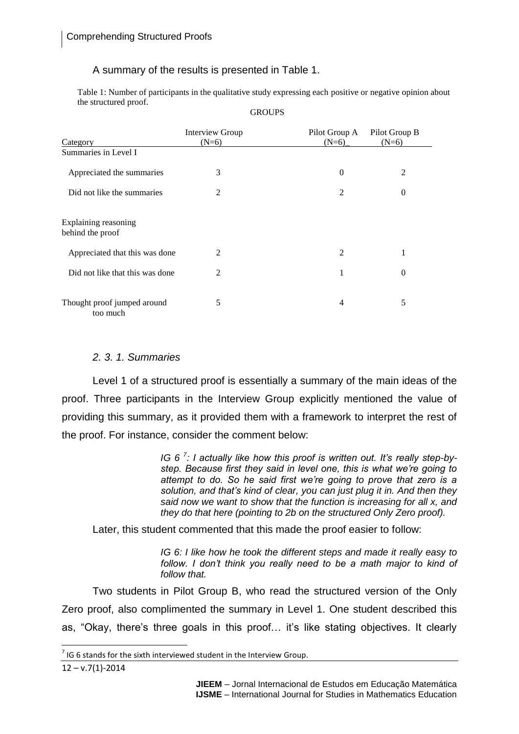A summary of the results is presented in Table 1.

Table 1: Number of participants in the qualitative study expressing each positive or negative opinion about the structured proof.

| | GROUPS | | |
|---|---|---|---|
| Category | Interview Group (N=6) | Pilot Group A (N=6) | Pilot Group B (N=6) |
| Summaries in Level I | | | |
| Appreciated the summaries | 3 | 0 | 2 |
| Did not like the summaries | 2 | 2 | 0 |
| Explaining reasoning behind the proof | | | |
| Appreciated that this was done | 2 | 2 | 1 |
| Did not like that this was done | 2 | 1 | 0 |
| Thought proof jumped around too much | 5 | 4 | 5 |

### *2. 3. 1. Summaries*

Level 1 of a structured proof is essentially a summary of the main ideas of the proof. Three participants in the Interview Group explicitly mentioned the value of providing this summary, as it provided them with a framework to interpret the rest of the proof. For instance, consider the comment below:

> *IG 6 [7]: I actually like how this proof is written out. It's really step-by-step. Because first they said in level one, this is what we're going to attempt to do. So he said first we're going to prove that zero is a solution, and that's kind of clear, you can just plug it in. And then they said now we want to show that the function is increasing for all x, and they do that here (pointing to 2b on the structured Only Zero proof).*

Later, this student commented that this made the proof easier to follow:

> *IG 6: I like how he took the different steps and made it really easy to follow. I don't think you really need to be a math major to kind of follow that.*

Two students in Pilot Group B, who read the structured version of the Only Zero proof, also complimented the summary in Level 1. One student described this as, "Okay, there's three goals in this proof… it's like stating objectives. It clearly

[7] IG 6 stands for the sixth interviewed student in the Interview Group.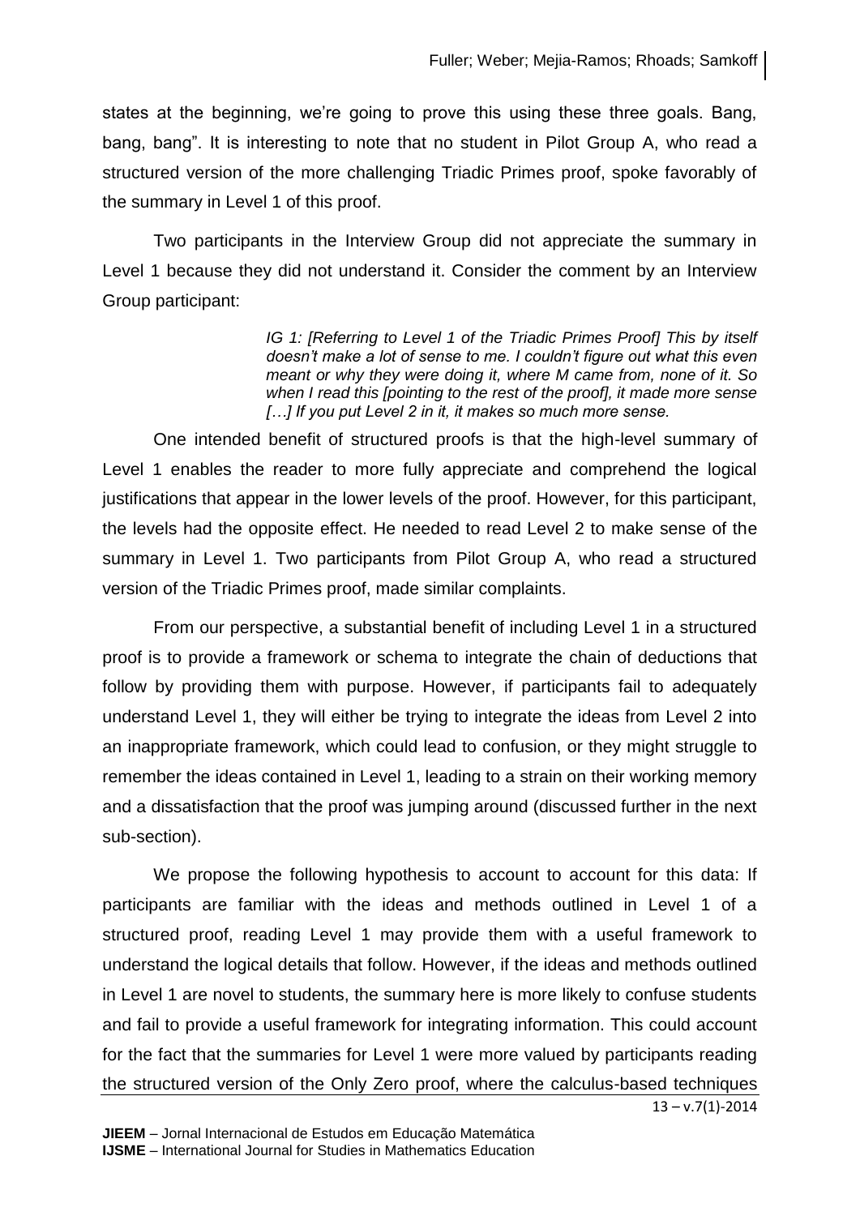states at the beginning, we're going to prove this using these three goals. Bang, bang, bang". It is interesting to note that no student in Pilot Group A, who read a structured version of the more challenging Triadic Primes proof, spoke favorably of the summary in Level 1 of this proof.

Two participants in the Interview Group did not appreciate the summary in Level 1 because they did not understand it. Consider the comment by an Interview Group participant:

> *IG 1: [Referring to Level 1 of the Triadic Primes Proof] This by itself doesn't make a lot of sense to me. I couldn't figure out what this even meant or why they were doing it, where M came from, none of it. So when I read this [pointing to the rest of the proof], it made more sense […] If you put Level 2 in it, it makes so much more sense.*

One intended benefit of structured proofs is that the high-level summary of Level 1 enables the reader to more fully appreciate and comprehend the logical justifications that appear in the lower levels of the proof. However, for this participant, the levels had the opposite effect. He needed to read Level 2 to make sense of the summary in Level 1. Two participants from Pilot Group A, who read a structured version of the Triadic Primes proof, made similar complaints.

From our perspective, a substantial benefit of including Level 1 in a structured proof is to provide a framework or schema to integrate the chain of deductions that follow by providing them with purpose. However, if participants fail to adequately understand Level 1, they will either be trying to integrate the ideas from Level 2 into an inappropriate framework, which could lead to confusion, or they might struggle to remember the ideas contained in Level 1, leading to a strain on their working memory and a dissatisfaction that the proof was jumping around (discussed further in the next sub-section).

We propose the following hypothesis to account to account for this data: If participants are familiar with the ideas and methods outlined in Level 1 of a structured proof, reading Level 1 may provide them with a useful framework to understand the logical details that follow. However, if the ideas and methods outlined in Level 1 are novel to students, the summary here is more likely to confuse students and fail to provide a useful framework for integrating information. This could account for the fact that the summaries for Level 1 were more valued by participants reading the structured version of the Only Zero proof, where the calculus-based techniques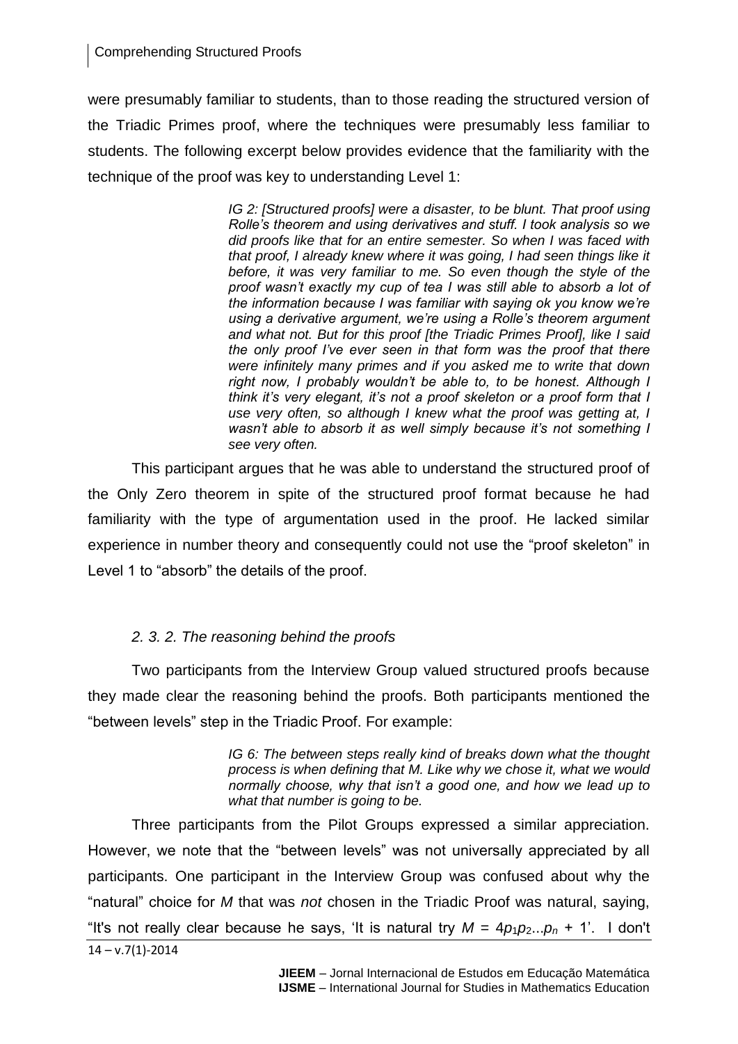were presumably familiar to students, than to those reading the structured version of the Triadic Primes proof, where the techniques were presumably less familiar to students. The following excerpt below provides evidence that the familiarity with the technique of the proof was key to understanding Level 1:

> *IG 2: [Structured proofs] were a disaster, to be blunt. That proof using Rolle's theorem and using derivatives and stuff. I took analysis so we did proofs like that for an entire semester. So when I was faced with that proof, I already knew where it was going, I had seen things like it before, it was very familiar to me. So even though the style of the proof wasn't exactly my cup of tea I was still able to absorb a lot of the information because I was familiar with saying ok you know we're using a derivative argument, we're using a Rolle's theorem argument and what not. But for this proof [the Triadic Primes Proof], like I said the only proof I've ever seen in that form was the proof that there were infinitely many primes and if you asked me to write that down right now, I probably wouldn't be able to, to be honest. Although I think it's very elegant, it's not a proof skeleton or a proof form that I use very often, so although I knew what the proof was getting at, I wasn't able to absorb it as well simply because it's not something I see very often.*

This participant argues that he was able to understand the structured proof of the Only Zero theorem in spite of the structured proof format because he had familiarity with the type of argumentation used in the proof. He lacked similar experience in number theory and consequently could not use the "proof skeleton" in Level 1 to "absorb" the details of the proof.

### *2. 3. 2. The reasoning behind the proofs*

Two participants from the Interview Group valued structured proofs because they made clear the reasoning behind the proofs. Both participants mentioned the "between levels" step in the Triadic Proof. For example:

> *IG 6: The between steps really kind of breaks down what the thought process is when defining that M. Like why we chose it, what we would normally choose, why that isn't a good one, and how we lead up to what that number is going to be.*

Three participants from the Pilot Groups expressed a similar appreciation. However, we note that the "between levels" was not universally appreciated by all participants. One participant in the Interview Group was confused about why the "natural" choice for *M* that was *not* chosen in the Triadic Proof was natural, saying, "It's not really clear because he says, 'It is natural try $M = 4p_1p_2...p_n + 1$'. I don't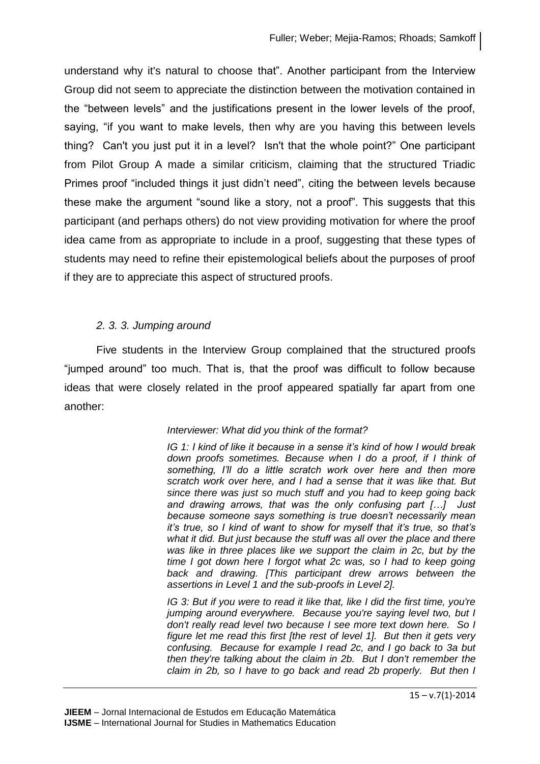understand why it's natural to choose that". Another participant from the Interview Group did not seem to appreciate the distinction between the motivation contained in the "between levels" and the justifications present in the lower levels of the proof, saying, "if you want to make levels, then why are you having this between levels thing? Can't you just put it in a level? Isn't that the whole point?" One participant from Pilot Group A made a similar criticism, claiming that the structured Triadic Primes proof "included things it just didn't need", citing the between levels because these make the argument "sound like a story, not a proof". This suggests that this participant (and perhaps others) do not view providing motivation for where the proof idea came from as appropriate to include in a proof, suggesting that these types of students may need to refine their epistemological beliefs about the purposes of proof if they are to appreciate this aspect of structured proofs.

### *2. 3. 3. Jumping around*

Five students in the Interview Group complained that the structured proofs "jumped around" too much. That is, that the proof was difficult to follow because ideas that were closely related in the proof appeared spatially far apart from one another:

> *Interviewer: What did you think of the format?*
>
> *IG 1: I kind of like it because in a sense it's kind of how I would break down proofs sometimes. Because when I do a proof, if I think of something, I'll do a little scratch work over here and then more scratch work over here, and I had a sense that it was like that. But since there was just so much stuff and you had to keep going back and drawing arrows, that was the only confusing part […] Just because someone says something is true doesn't necessarily mean it's true, so I kind of want to show for myself that it's true, so that's what it did. But just because the stuff was all over the place and there was like in three places like we support the claim in 2c, but by the time I got down here I forgot what 2c was, so I had to keep going back and drawing. [This participant drew arrows between the assertions in Level 1 and the sub-proofs in Level 2].*
>
> *IG 3: But if you were to read it like that, like I did the first time, you're jumping around everywhere. Because you're saying level two, but I don't really read level two because I see more text down here. So I figure let me read this first [the rest of level 1]. But then it gets very confusing. Because for example I read 2c, and I go back to 3a but then they're talking about the claim in 2b. But I don't remember the claim in 2b, so I have to go back and read 2b properly. But then I*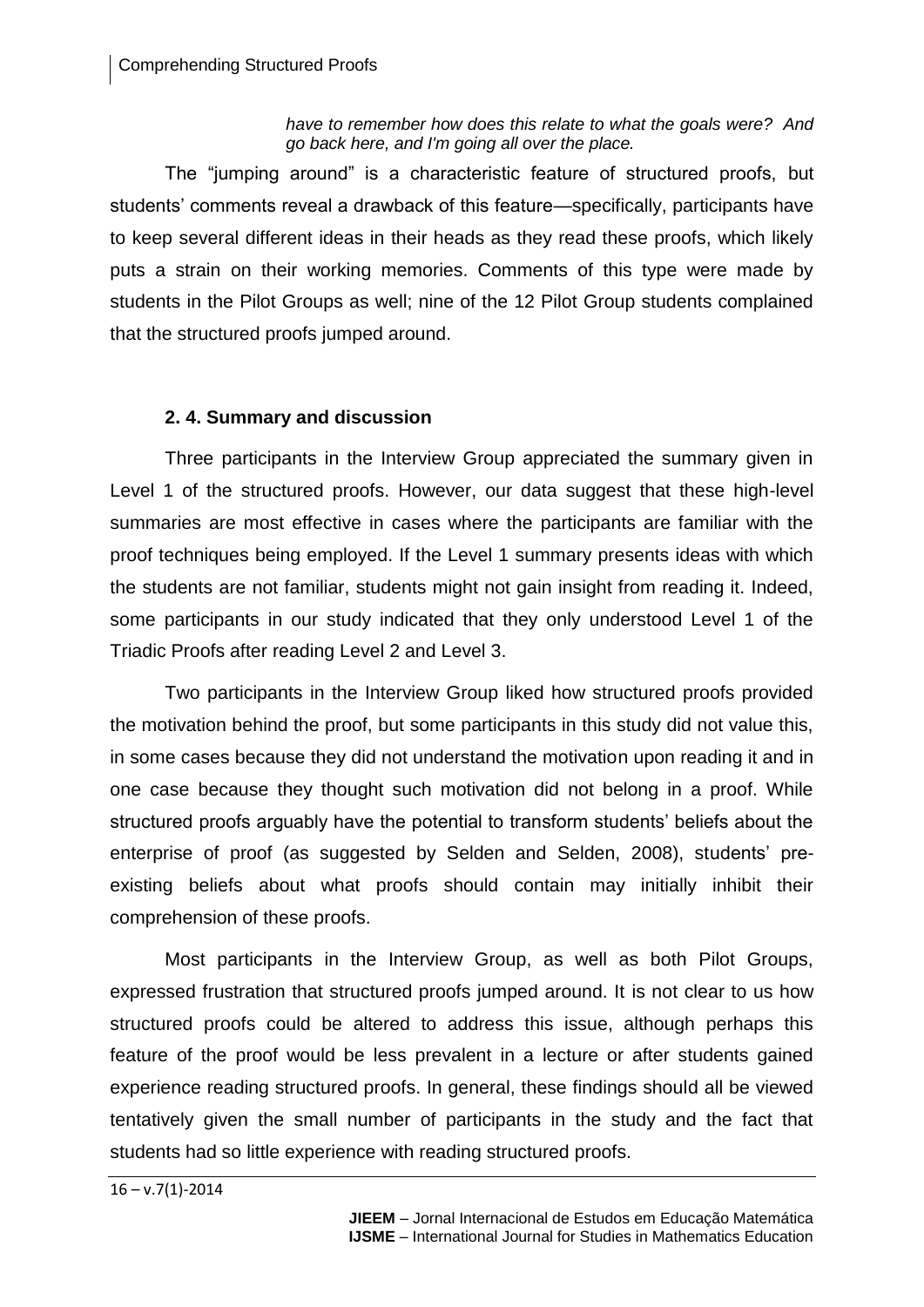*have to remember how does this relate to what the goals were? And go back here, and I'm going all over the place.*

The "jumping around" is a characteristic feature of structured proofs, but students' comments reveal a drawback of this feature—specifically, participants have to keep several different ideas in their heads as they read these proofs, which likely puts a strain on their working memories. Comments of this type were made by students in the Pilot Groups as well; nine of the 12 Pilot Group students complained that the structured proofs jumped around.

### 2. 4. Summary and discussion

Three participants in the Interview Group appreciated the summary given in Level 1 of the structured proofs. However, our data suggest that these high-level summaries are most effective in cases where the participants are familiar with the proof techniques being employed. If the Level 1 summary presents ideas with which the students are not familiar, students might not gain insight from reading it. Indeed, some participants in our study indicated that they only understood Level 1 of the Triadic Proofs after reading Level 2 and Level 3.

Two participants in the Interview Group liked how structured proofs provided the motivation behind the proof, but some participants in this study did not value this, in some cases because they did not understand the motivation upon reading it and in one case because they thought such motivation did not belong in a proof. While structured proofs arguably have the potential to transform students' beliefs about the enterprise of proof (as suggested by Selden and Selden, 2008), students' pre-existing beliefs about what proofs should contain may initially inhibit their comprehension of these proofs.

Most participants in the Interview Group, as well as both Pilot Groups, expressed frustration that structured proofs jumped around. It is not clear to us how structured proofs could be altered to address this issue, although perhaps this feature of the proof would be less prevalent in a lecture or after students gained experience reading structured proofs. In general, these findings should all be viewed tentatively given the small number of participants in the study and the fact that students had so little experience with reading structured proofs.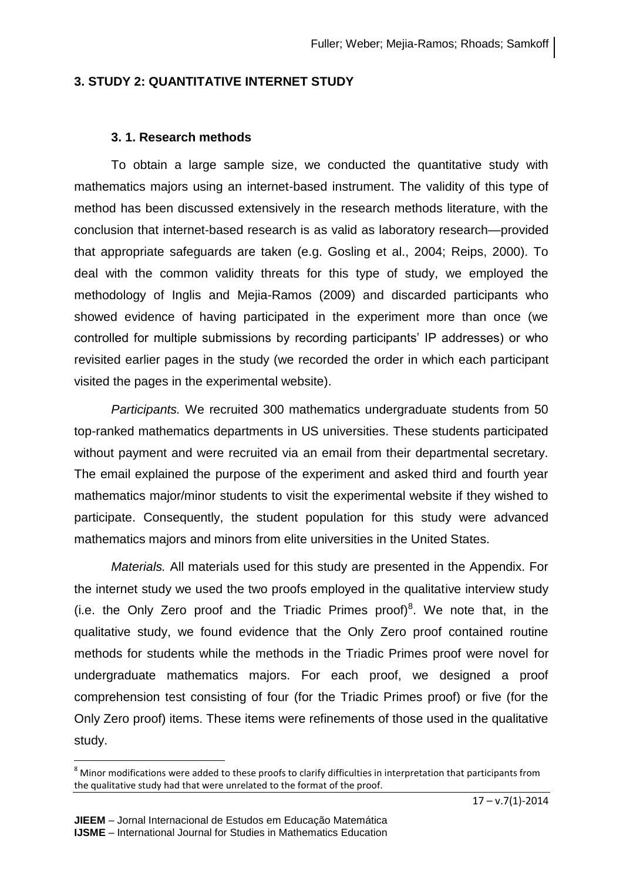## 3. STUDY 2: QUANTITATIVE INTERNET STUDY

### 3. 1. Research methods

To obtain a large sample size, we conducted the quantitative study with mathematics majors using an internet-based instrument. The validity of this type of method has been discussed extensively in the research methods literature, with the conclusion that internet-based research is as valid as laboratory research—provided that appropriate safeguards are taken (e.g. Gosling et al., 2004; Reips, 2000). To deal with the common validity threats for this type of study, we employed the methodology of Inglis and Mejia-Ramos (2009) and discarded participants who showed evidence of having participated in the experiment more than once (we controlled for multiple submissions by recording participants' IP addresses) or who revisited earlier pages in the study (we recorded the order in which each participant visited the pages in the experimental website).

*Participants.* We recruited 300 mathematics undergraduate students from 50 top-ranked mathematics departments in US universities. These students participated without payment and were recruited via an email from their departmental secretary. The email explained the purpose of the experiment and asked third and fourth year mathematics major/minor students to visit the experimental website if they wished to participate. Consequently, the student population for this study were advanced mathematics majors and minors from elite universities in the United States.

*Materials.* All materials used for this study are presented in the Appendix. For the internet study we used the two proofs employed in the qualitative interview study (i.e. the Only Zero proof and the Triadic Primes proof)[8]. We note that, in the qualitative study, we found evidence that the Only Zero proof contained routine methods for students while the methods in the Triadic Primes proof were novel for undergraduate mathematics majors. For each proof, we designed a proof comprehension test consisting of four (for the Triadic Primes proof) or five (for the Only Zero proof) items. These items were refinements of those used in the qualitative study.

[8] Minor modifications were added to these proofs to clarify difficulties in interpretation that participants from the qualitative study had that were unrelated to the format of the proof.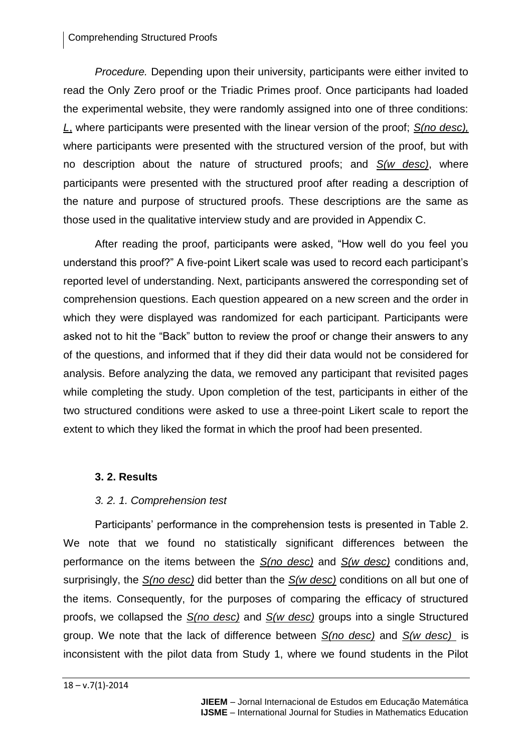*Procedure.* Depending upon their university, participants were either invited to read the Only Zero proof or the Triadic Primes proof. Once participants had loaded the experimental website, they were randomly assigned into one of three conditions: *L*, where participants were presented with the linear version of the proof; *S(no desc)*, where participants were presented with the structured version of the proof, but with no description about the nature of structured proofs; and *S(w desc)*, where participants were presented with the structured proof after reading a description of the nature and purpose of structured proofs. These descriptions are the same as those used in the qualitative interview study and are provided in Appendix C.

After reading the proof, participants were asked, "How well do you feel you understand this proof?" A five-point Likert scale was used to record each participant's reported level of understanding. Next, participants answered the corresponding set of comprehension questions. Each question appeared on a new screen and the order in which they were displayed was randomized for each participant. Participants were asked not to hit the "Back" button to review the proof or change their answers to any of the questions, and informed that if they did their data would not be considered for analysis. Before analyzing the data, we removed any participant that revisited pages while completing the study. Upon completion of the test, participants in either of the two structured conditions were asked to use a three-point Likert scale to report the extent to which they liked the format in which the proof had been presented.

### 3. 2. Results

#### *3. 2. 1. Comprehension test*

Participants' performance in the comprehension tests is presented in Table 2. We note that we found no statistically significant differences between the performance on the items between the *S(no desc)* and *S(w desc)* conditions and, surprisingly, the *S(no desc)* did better than the *S(w desc)* conditions on all but one of the items. Consequently, for the purposes of comparing the efficacy of structured proofs, we collapsed the *S(no desc)* and *S(w desc)* groups into a single Structured group. We note that the lack of difference between *S(no desc)* and *S(w desc)* is inconsistent with the pilot data from Study 1, where we found students in the Pilot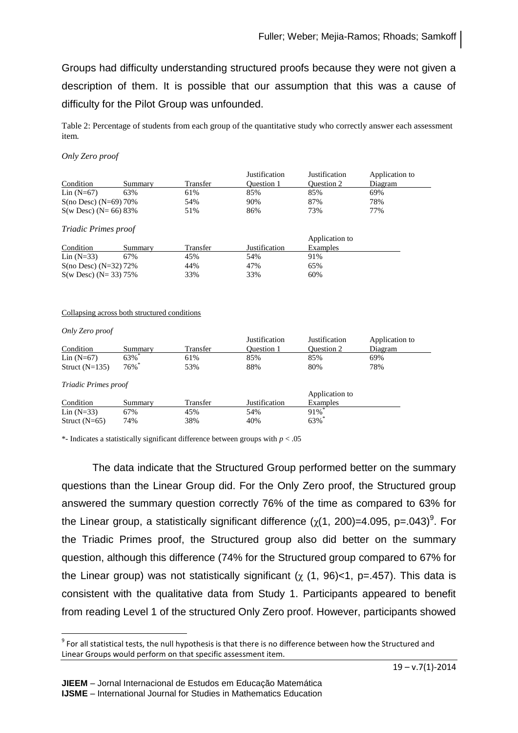Groups had difficulty understanding structured proofs because they were not given a description of them. It is possible that our assumption that this was a cause of difficulty for the Pilot Group was unfounded.

Table 2: Percentage of students from each group of the quantitative study who correctly answer each assessment item.

*Only Zero proof*

| Condition | Summary | Transfer | Justification Question 1 | Justification Question 2 | Application to Diagram |
|---|---|---|---|---|---|
| Lin (N=67) | 63% | 61% | 85% | 85% | 69% |
| S(no Desc) (N=69) | 70% | 54% | 90% | 87% | 78% |
| S(w Desc) (N= 66) | 83% | 51% | 86% | 73% | 77% |

*Triadic Primes proof*

| Condition | Summary | Transfer | Justification | Application to Examples |
|---|---|---|---|---|
| Lin (N=33) | 67% | 45% | 54% | 91% |
| S(no Desc) (N=32) | 72% | 44% | 47% | 65% |
| S(w Desc) (N= 33) | 75% | 33% | 33% | 60% |

Collapsing across both structured conditions

*Only Zero proof*

| Condition | Summary | Transfer | Justification Question 1 | Justification Question 2 | Application to Diagram |
|---|---|---|---|---|---|
| Lin (N=67) | 63%* | 61% | 85% | 85% | 69% |
| Struct (N=135) | 76%* | 53% | 88% | 80% | 78% |

*Triadic Primes proof*

| Condition | Summary | Transfer | Justification | Application to Examples |
|---|---|---|---|---|
| Lin (N=33) | 67% | 45% | 54% | 91%* |
| Struct (N=65) | 74% | 38% | 40% | 63%* |

*- Indicates a statistically significant difference between groups with $p < .05$

The data indicate that the Structured Group performed better on the summary questions than the Linear Group did. For the Only Zero proof, the Structured group answered the summary question correctly 76% of the time as compared to 63% for the Linear group, a statistically significant difference ($\chi(1, 200)=4.095$, $p=.043$)[9]. For the Triadic Primes proof, the Structured group also did better on the summary question, although this difference (74% for the Structured group compared to 67% for the Linear group) was not statistically significant ($\chi$ (1, 96)<1, p=.457). This data is consistent with the qualitative data from Study 1. Participants appeared to benefit from reading Level 1 of the structured Only Zero proof. However, participants showed

[9] For all statistical tests, the null hypothesis is that there is no difference between how the Structured and Linear Groups would perform on that specific assessment item.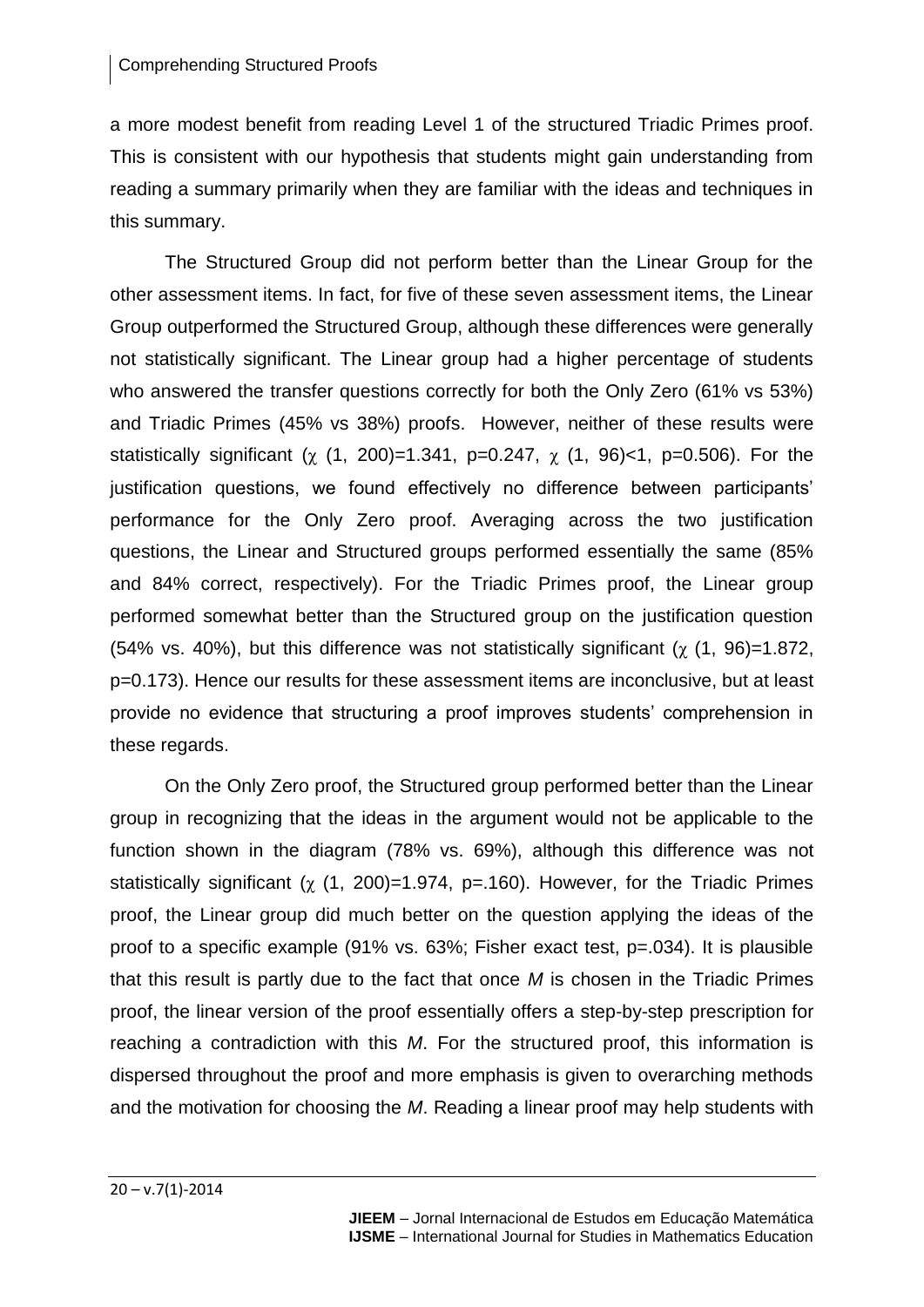a more modest benefit from reading Level 1 of the structured Triadic Primes proof. This is consistent with our hypothesis that students might gain understanding from reading a summary primarily when they are familiar with the ideas and techniques in this summary.

The Structured Group did not perform better than the Linear Group for the other assessment items. In fact, for five of these seven assessment items, the Linear Group outperformed the Structured Group, although these differences were generally not statistically significant. The Linear group had a higher percentage of students who answered the transfer questions correctly for both the Only Zero (61% vs 53%) and Triadic Primes (45% vs 38%) proofs. However, neither of these results were statistically significant ($\chi$ (1, 200)=1.341, p=0.247, $\chi$ (1, 96)<1, p=0.506). For the justification questions, we found effectively no difference between participants' performance for the Only Zero proof. Averaging across the two justification questions, the Linear and Structured groups performed essentially the same (85% and 84% correct, respectively). For the Triadic Primes proof, the Linear group performed somewhat better than the Structured group on the justification question (54% vs. 40%), but this difference was not statistically significant ($\chi$ (1, 96)=1.872, p=0.173). Hence our results for these assessment items are inconclusive, but at least provide no evidence that structuring a proof improves students' comprehension in these regards.

On the Only Zero proof, the Structured group performed better than the Linear group in recognizing that the ideas in the argument would not be applicable to the function shown in the diagram (78% vs. 69%), although this difference was not statistically significant ($\chi$ (1, 200)=1.974, p=.160). However, for the Triadic Primes proof, the Linear group did much better on the question applying the ideas of the proof to a specific example (91% vs. 63%; Fisher exact test, p=.034). It is plausible that this result is partly due to the fact that once $M$ is chosen in the Triadic Primes proof, the linear version of the proof essentially offers a step-by-step prescription for reaching a contradiction with this $M$. For the structured proof, this information is dispersed throughout the proof and more emphasis is given to overarching methods and the motivation for choosing the $M$. Reading a linear proof may help students with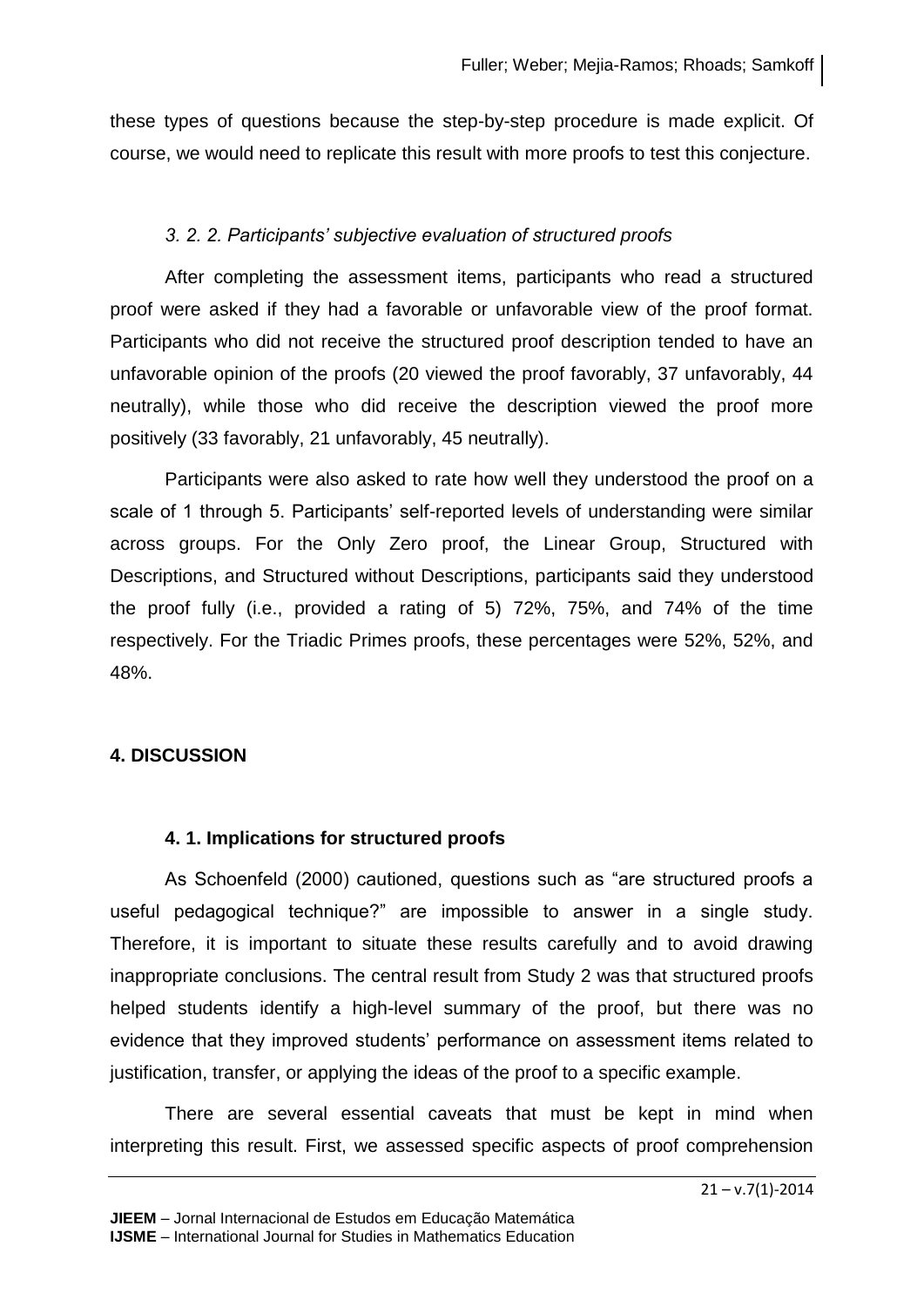these types of questions because the step-by-step procedure is made explicit. Of course, we would need to replicate this result with more proofs to test this conjecture.

### *3. 2. 2. Participants' subjective evaluation of structured proofs*

After completing the assessment items, participants who read a structured proof were asked if they had a favorable or unfavorable view of the proof format. Participants who did not receive the structured proof description tended to have an unfavorable opinion of the proofs (20 viewed the proof favorably, 37 unfavorably, 44 neutrally), while those who did receive the description viewed the proof more positively (33 favorably, 21 unfavorably, 45 neutrally).

Participants were also asked to rate how well they understood the proof on a scale of 1 through 5. Participants' self-reported levels of understanding were similar across groups. For the Only Zero proof, the Linear Group, Structured with Descriptions, and Structured without Descriptions, participants said they understood the proof fully (i.e., provided a rating of 5) 72%, 75%, and 74% of the time respectively. For the Triadic Primes proofs, these percentages were 52%, 52%, and 48%.

## 4. DISCUSSION

### 4. 1. Implications for structured proofs

As Schoenfeld (2000) cautioned, questions such as "are structured proofs a useful pedagogical technique?" are impossible to answer in a single study. Therefore, it is important to situate these results carefully and to avoid drawing inappropriate conclusions. The central result from Study 2 was that structured proofs helped students identify a high-level summary of the proof, but there was no evidence that they improved students' performance on assessment items related to justification, transfer, or applying the ideas of the proof to a specific example.

There are several essential caveats that must be kept in mind when interpreting this result. First, we assessed specific aspects of proof comprehension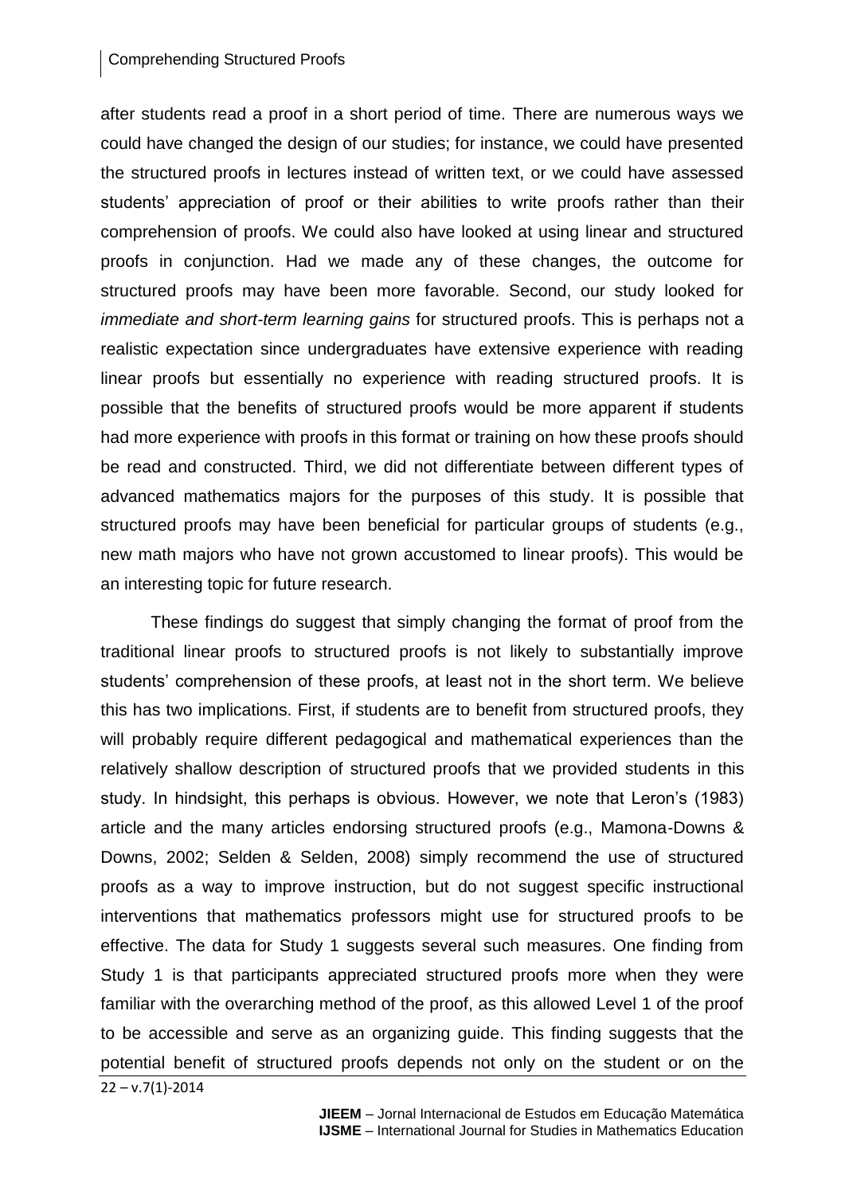after students read a proof in a short period of time. There are numerous ways we could have changed the design of our studies; for instance, we could have presented the structured proofs in lectures instead of written text, or we could have assessed students' appreciation of proof or their abilities to write proofs rather than their comprehension of proofs. We could also have looked at using linear and structured proofs in conjunction. Had we made any of these changes, the outcome for structured proofs may have been more favorable. Second, our study looked for *immediate and short-term learning gains* for structured proofs. This is perhaps not a realistic expectation since undergraduates have extensive experience with reading linear proofs but essentially no experience with reading structured proofs. It is possible that the benefits of structured proofs would be more apparent if students had more experience with proofs in this format or training on how these proofs should be read and constructed. Third, we did not differentiate between different types of advanced mathematics majors for the purposes of this study. It is possible that structured proofs may have been beneficial for particular groups of students (e.g., new math majors who have not grown accustomed to linear proofs). This would be an interesting topic for future research.

These findings do suggest that simply changing the format of proof from the traditional linear proofs to structured proofs is not likely to substantially improve students' comprehension of these proofs, at least not in the short term. We believe this has two implications. First, if students are to benefit from structured proofs, they will probably require different pedagogical and mathematical experiences than the relatively shallow description of structured proofs that we provided students in this study. In hindsight, this perhaps is obvious. However, we note that Leron's (1983) article and the many articles endorsing structured proofs (e.g., Mamona-Downs & Downs, 2002; Selden & Selden, 2008) simply recommend the use of structured proofs as a way to improve instruction, but do not suggest specific instructional interventions that mathematics professors might use for structured proofs to be effective. The data for Study 1 suggests several such measures. One finding from Study 1 is that participants appreciated structured proofs more when they were familiar with the overarching method of the proof, as this allowed Level 1 of the proof to be accessible and serve as an organizing guide. This finding suggests that the potential benefit of structured proofs depends not only on the student or on the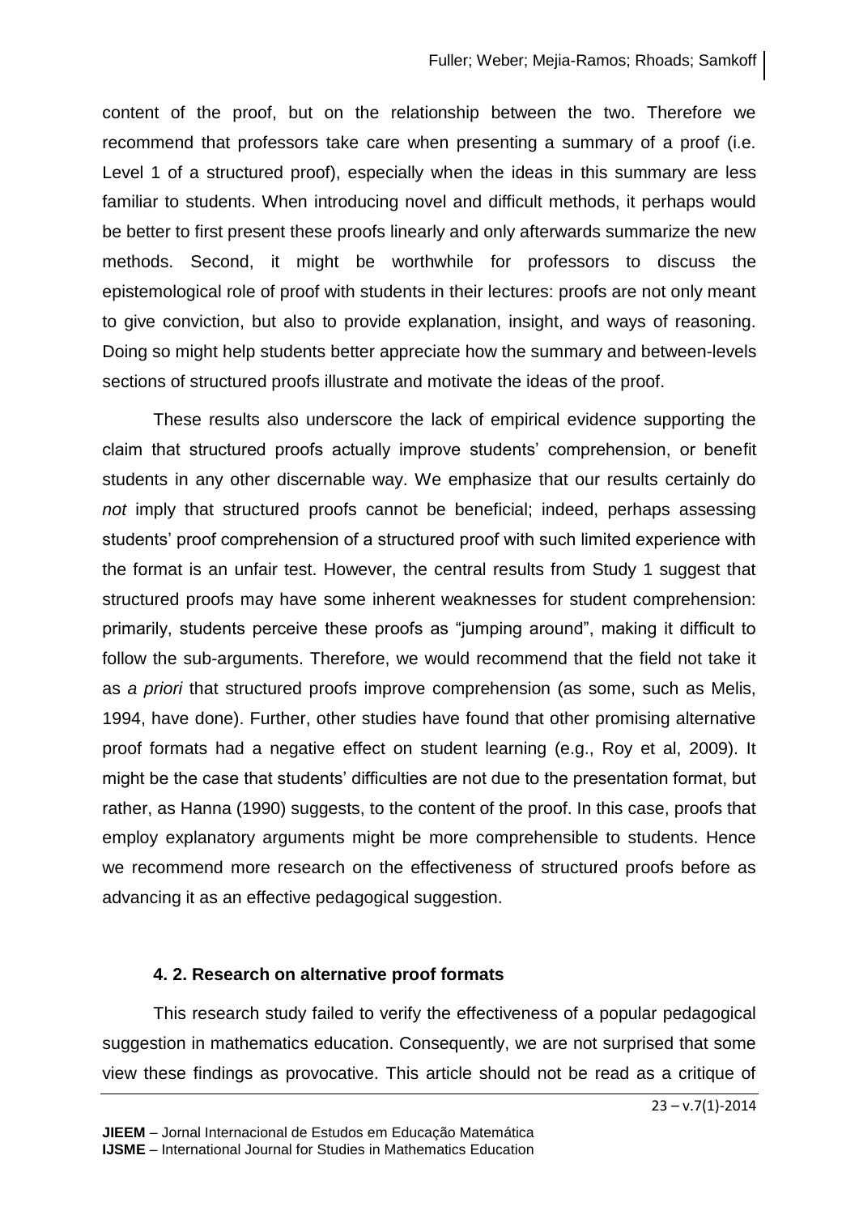content of the proof, but on the relationship between the two. Therefore we recommend that professors take care when presenting a summary of a proof (i.e. Level 1 of a structured proof), especially when the ideas in this summary are less familiar to students. When introducing novel and difficult methods, it perhaps would be better to first present these proofs linearly and only afterwards summarize the new methods. Second, it might be worthwhile for professors to discuss the epistemological role of proof with students in their lectures: proofs are not only meant to give conviction, but also to provide explanation, insight, and ways of reasoning. Doing so might help students better appreciate how the summary and between-levels sections of structured proofs illustrate and motivate the ideas of the proof.

These results also underscore the lack of empirical evidence supporting the claim that structured proofs actually improve students' comprehension, or benefit students in any other discernable way. We emphasize that our results certainly do *not* imply that structured proofs cannot be beneficial; indeed, perhaps assessing students' proof comprehension of a structured proof with such limited experience with the format is an unfair test. However, the central results from Study 1 suggest that structured proofs may have some inherent weaknesses for student comprehension: primarily, students perceive these proofs as "jumping around", making it difficult to follow the sub-arguments. Therefore, we would recommend that the field not take it as *a priori* that structured proofs improve comprehension (as some, such as Melis, 1994, have done). Further, other studies have found that other promising alternative proof formats had a negative effect on student learning (e.g., Roy et al, 2009). It might be the case that students' difficulties are not due to the presentation format, but rather, as Hanna (1990) suggests, to the content of the proof. In this case, proofs that employ explanatory arguments might be more comprehensible to students. Hence we recommend more research on the effectiveness of structured proofs before as advancing it as an effective pedagogical suggestion.

### 4. 2. Research on alternative proof formats

This research study failed to verify the effectiveness of a popular pedagogical suggestion in mathematics education. Consequently, we are not surprised that some view these findings as provocative. This article should not be read as a critique of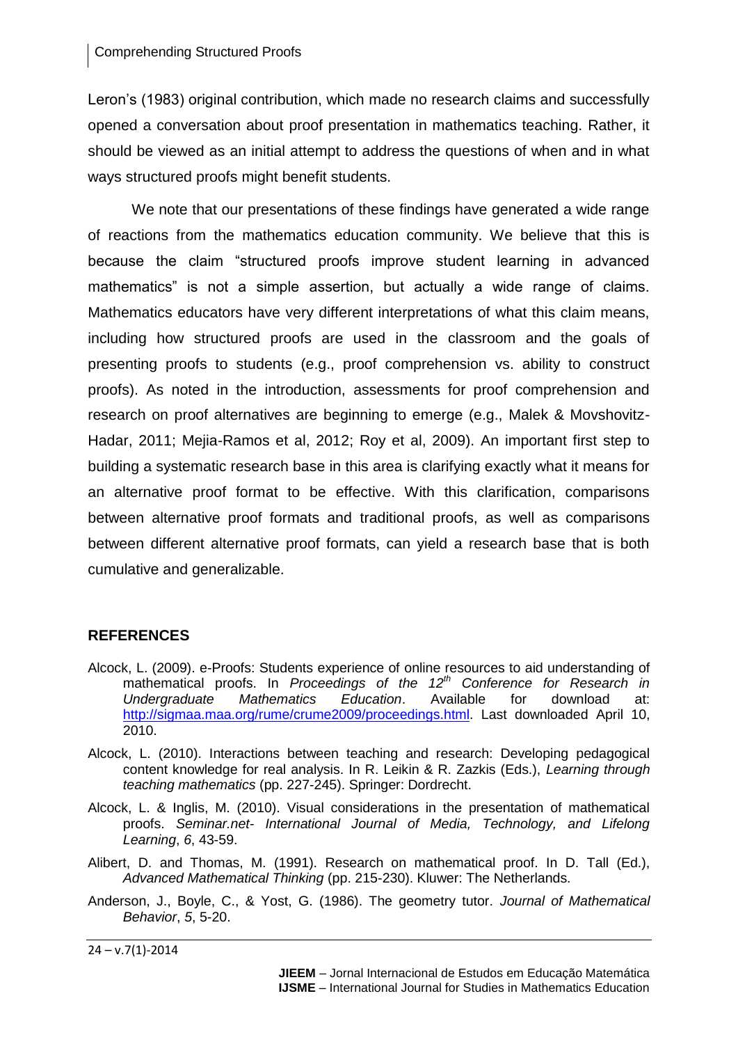Leron's (1983) original contribution, which made no research claims and successfully opened a conversation about proof presentation in mathematics teaching. Rather, it should be viewed as an initial attempt to address the questions of when and in what ways structured proofs might benefit students.

We note that our presentations of these findings have generated a wide range of reactions from the mathematics education community. We believe that this is because the claim "structured proofs improve student learning in advanced mathematics" is not a simple assertion, but actually a wide range of claims. Mathematics educators have very different interpretations of what this claim means, including how structured proofs are used in the classroom and the goals of presenting proofs to students (e.g., proof comprehension vs. ability to construct proofs). As noted in the introduction, assessments for proof comprehension and research on proof alternatives are beginning to emerge (e.g., Malek & Movshovitz-Hadar, 2011; Mejia-Ramos et al, 2012; Roy et al, 2009). An important first step to building a systematic research base in this area is clarifying exactly what it means for an alternative proof format to be effective. With this clarification, comparisons between alternative proof formats and traditional proofs, as well as comparisons between different alternative proof formats, can yield a research base that is both cumulative and generalizable.

## REFERENCES

Alcock, L. (2009). e-Proofs: Students experience of online resources to aid understanding of mathematical proofs. In *Proceedings of the 12th Conference for Research in Undergraduate Mathematics Education*. Available for download at: http://sigmaa.maa.org/rume/crume2009/proceedings.html. Last downloaded April 10, 2010.

Alcock, L. (2010). Interactions between teaching and research: Developing pedagogical content knowledge for real analysis. In R. Leikin & R. Zazkis (Eds.), *Learning through teaching mathematics* (pp. 227-245). Springer: Dordrecht.

Alcock, L. & Inglis, M. (2010). Visual considerations in the presentation of mathematical proofs. *Seminar.net- International Journal of Media, Technology, and Lifelong Learning*, *6*, 43-59.

Alibert, D. and Thomas, M. (1991). Research on mathematical proof. In D. Tall (Ed.), *Advanced Mathematical Thinking* (pp. 215-230). Kluwer: The Netherlands.

Anderson, J., Boyle, C., & Yost, G. (1986). The geometry tutor. *Journal of Mathematical Behavior*, *5*, 5-20.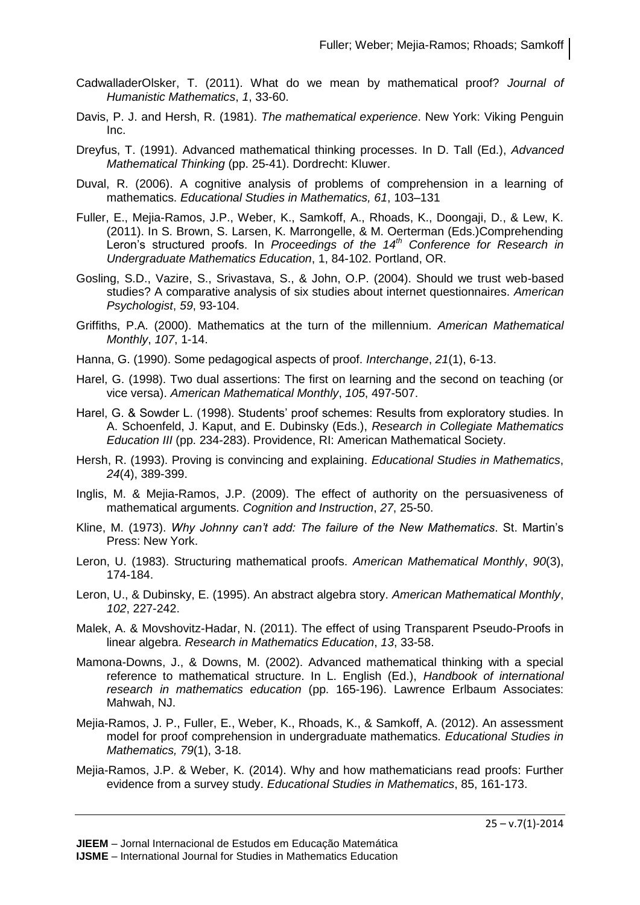CadwalladerOlsker, T. (2011). What do we mean by mathematical proof? *Journal of Humanistic Mathematics*, *1*, 33-60.

Davis, P. J. and Hersh, R. (1981). *The mathematical experience*. New York: Viking Penguin Inc.

Dreyfus, T. (1991). Advanced mathematical thinking processes. In D. Tall (Ed.), *Advanced Mathematical Thinking* (pp. 25-41). Dordrecht: Kluwer.

Duval, R. (2006). A cognitive analysis of problems of comprehension in a learning of mathematics. *Educational Studies in Mathematics, 61*, 103–131

Fuller, E., Mejia-Ramos, J.P., Weber, K., Samkoff, A., Rhoads, K., Doongaji, D., & Lew, K. (2011). In S. Brown, S. Larsen, K. Marrongelle, & M. Oerterman (Eds.)Comprehending Leron's structured proofs. In *Proceedings of the 14th Conference for Research in Undergraduate Mathematics Education*, 1, 84-102. Portland, OR.

Gosling, S.D., Vazire, S., Srivastava, S., & John, O.P. (2004). Should we trust web-based studies? A comparative analysis of six studies about internet questionnaires. *American Psychologist*, *59*, 93-104.

Griffiths, P.A. (2000). Mathematics at the turn of the millennium. *American Mathematical Monthly*, *107*, 1-14.

Hanna, G. (1990). Some pedagogical aspects of proof. *Interchange*, *21*(1), 6-13.

Harel, G. (1998). Two dual assertions: The first on learning and the second on teaching (or vice versa). *American Mathematical Monthly*, *105*, 497-507.

Harel, G. & Sowder L. (1998). Students' proof schemes: Results from exploratory studies. In A. Schoenfeld, J. Kaput, and E. Dubinsky (Eds.), *Research in Collegiate Mathematics Education III* (pp. 234-283). Providence, RI: American Mathematical Society.

Hersh, R. (1993). Proving is convincing and explaining. *Educational Studies in Mathematics*, *24*(4), 389-399.

Inglis, M. & Mejia-Ramos, J.P. (2009). The effect of authority on the persuasiveness of mathematical arguments. *Cognition and Instruction*, *27*, 25-50.

Kline, M. (1973). *Why Johnny can't add: The failure of the New Mathematics*. St. Martin's Press: New York.

Leron, U. (1983). Structuring mathematical proofs. *American Mathematical Monthly*, *90*(3), 174-184.

Leron, U., & Dubinsky, E. (1995). An abstract algebra story. *American Mathematical Monthly*, *102*, 227-242.

Malek, A. & Movshovitz-Hadar, N. (2011). The effect of using Transparent Pseudo-Proofs in linear algebra. *Research in Mathematics Education*, *13*, 33-58.

Mamona-Downs, J., & Downs, M. (2002). Advanced mathematical thinking with a special reference to mathematical structure. In L. English (Ed.), *Handbook of international research in mathematics education* (pp. 165-196). Lawrence Erlbaum Associates: Mahwah, NJ.

Mejia-Ramos, J. P., Fuller, E., Weber, K., Rhoads, K., & Samkoff, A. (2012). An assessment model for proof comprehension in undergraduate mathematics. *Educational Studies in Mathematics, 79*(1), 3-18.

Mejia-Ramos, J.P. & Weber, K. (2014). Why and how mathematicians read proofs: Further evidence from a survey study. *Educational Studies in Mathematics*, 85, 161-173.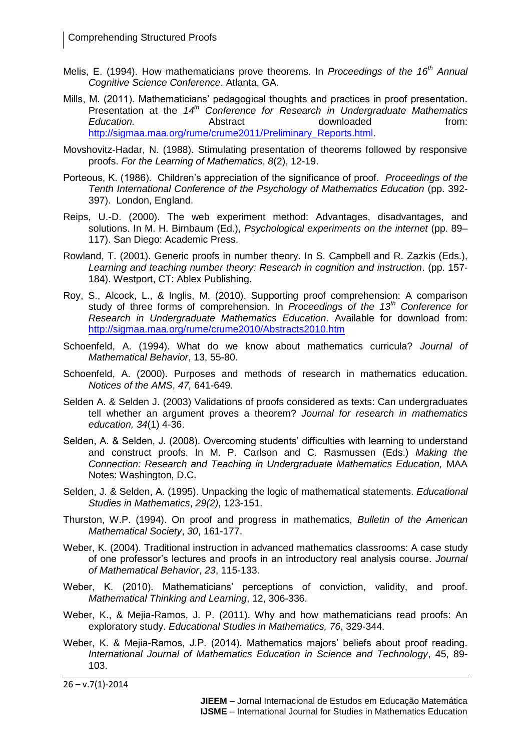Melis, E. (1994). How mathematicians prove theorems. In *Proceedings of the 16th Annual Cognitive Science Conference*. Atlanta, GA.

Mills, M. (2011). Mathematicians' pedagogical thoughts and practices in proof presentation. Presentation at the *14th Conference for Research in Undergraduate Mathematics Education.* Abstract downloaded from: http://sigmaa.maa.org/rume/crume2011/Preliminary_Reports.html.

Movshovitz-Hadar, N. (1988). Stimulating presentation of theorems followed by responsive proofs. *For the Learning of Mathematics*, *8*(2), 12-19.

Porteous, K. (1986). Children's appreciation of the significance of proof. *Proceedings of the Tenth International Conference of the Psychology of Mathematics Education* (pp. 392-397). London, England.

Reips, U.-D. (2000). The web experiment method: Advantages, disadvantages, and solutions. In M. H. Birnbaum (Ed.), *Psychological experiments on the internet* (pp. 89–117). San Diego: Academic Press.

Rowland, T. (2001). Generic proofs in number theory. In S. Campbell and R. Zazkis (Eds.), *Learning and teaching number theory: Research in cognition and instruction*. (pp. 157-184). Westport, CT: Ablex Publishing.

Roy, S., Alcock, L., & Inglis, M. (2010). Supporting proof comprehension: A comparison study of three forms of comprehension. In *Proceedings of the 13th Conference for Research in Undergraduate Mathematics Education*. Available for download from: http://sigmaa.maa.org/rume/crume2010/Abstracts2010.htm

Schoenfeld, A. (1994). What do we know about mathematics curricula? *Journal of Mathematical Behavior*, 13, 55-80.

Schoenfeld, A. (2000). Purposes and methods of research in mathematics education. *Notices of the AMS*, *47,* 641-649.

Selden A. & Selden J. (2003) Validations of proofs considered as texts: Can undergraduates tell whether an argument proves a theorem? *Journal for research in mathematics education, 34*(1) 4-36.

Selden, A. & Selden, J. (2008). Overcoming students' difficulties with learning to understand and construct proofs. In M. P. Carlson and C. Rasmussen (Eds.) *Making the Connection: Research and Teaching in Undergraduate Mathematics Education,* MAA Notes: Washington, D.C.

Selden, J. & Selden, A. (1995). Unpacking the logic of mathematical statements. *Educational Studies in Mathematics*, *29(2)*, 123-151.

Thurston, W.P. (1994). On proof and progress in mathematics, *Bulletin of the American Mathematical Society*, *30*, 161-177.

Weber, K. (2004). Traditional instruction in advanced mathematics classrooms: A case study of one professor's lectures and proofs in an introductory real analysis course. *Journal of Mathematical Behavior*, *23*, 115-133.

Weber, K. (2010). Mathematicians' perceptions of conviction, validity, and proof. *Mathematical Thinking and Learning*, 12, 306-336.

Weber, K., & Mejia-Ramos, J. P. (2011). Why and how mathematicians read proofs: An exploratory study. *Educational Studies in Mathematics, 76*, 329-344.

Weber, K. & Mejia-Ramos, J.P. (2014). Mathematics majors' beliefs about proof reading. *International Journal of Mathematics Education in Science and Technology*, 45, 89-103.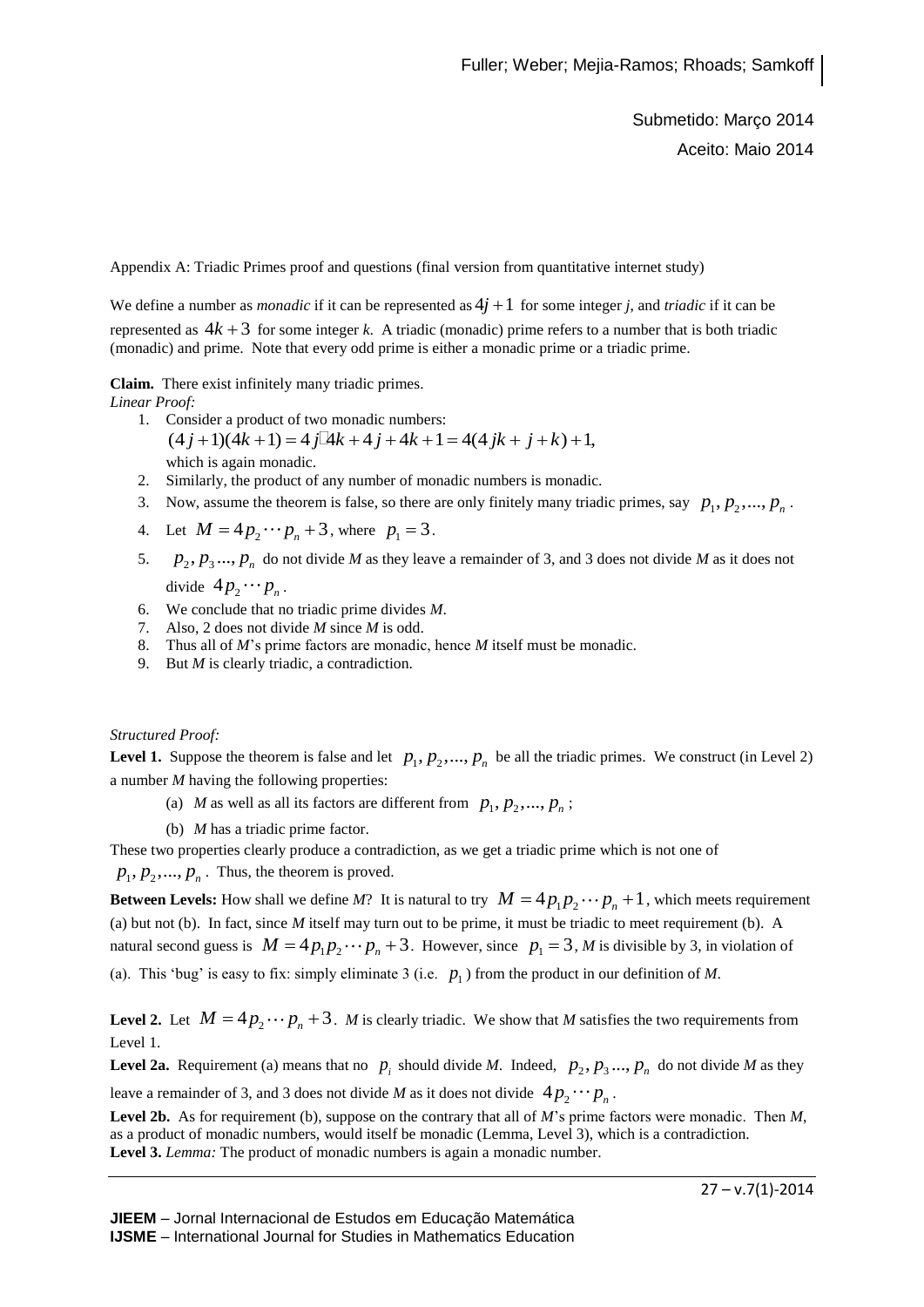Submetido: Março 2014

Aceito: Maio 2014

Appendix A: Triadic Primes proof and questions (final version from quantitative internet study)

We define a number as *monadic* if it can be represented as $4j+1$ for some integer *j*, and *triadic* if it can be represented as $4k+3$ for some integer *k*. A triadic (monadic) prime refers to a number that is both triadic (monadic) and prime. Note that every odd prime is either a monadic prime or a triadic prime.

**Claim.** There exist infinitely many triadic primes.

*Linear Proof:*

1. Consider a product of two monadic numbers:
   $(4j+1)(4k+1) = 4j \cdot 4k + 4j + 4k + 1 = 4(4jk + j + k) + 1,$
   which is again monadic.
2. Similarly, the product of any number of monadic numbers is monadic.
3. Now, assume the theorem is false, so there are only finitely many triadic primes, say $p_1, p_2, ..., p_n$.
4. Let $M = 4p_2 \cdots p_n + 3$, where $p_1 = 3$.
5. $p_2, p_3 ..., p_n$ do not divide *M* as they leave a remainder of 3, and 3 does not divide *M* as it does not divide $4p_2 \cdots p_n$.
6. We conclude that no triadic prime divides *M*.
7. Also, 2 does not divide *M* since *M* is odd.
8. Thus all of *M*'s prime factors are monadic, hence *M* itself must be monadic.
9. But *M* is clearly triadic, a contradiction.

*Structured Proof:*

**Level 1.** Suppose the theorem is false and let $p_1, p_2, ..., p_n$ be all the triadic primes. We construct (in Level 2) a number *M* having the following properties:

(a) *M* as well as all its factors are different from $p_1, p_2, ..., p_n$;

(b) *M* has a triadic prime factor.

These two properties clearly produce a contradiction, as we get a triadic prime which is not one of $p_1, p_2, ..., p_n$. Thus, the theorem is proved.

**Between Levels:** How shall we define *M*? It is natural to try $M = 4p_1p_2 \cdots p_n + 1$, which meets requirement (a) but not (b). In fact, since *M* itself may turn out to be prime, it must be triadic to meet requirement (b). A natural second guess is $M = 4p_1p_2 \cdots p_n + 3$. However, since $p_1 = 3$, *M* is divisible by 3, in violation of (a). This 'bug' is easy to fix: simply eliminate 3 (i.e. $p_1$) from the product in our definition of *M*.

**Level 2.** Let $M = 4p_2 \cdots p_n + 3$. *M* is clearly triadic. We show that *M* satisfies the two requirements from Level 1.

**Level 2a.** Requirement (a) means that no $p_i$ should divide *M*. Indeed, $p_2, p_3 ..., p_n$ do not divide *M* as they leave a remainder of 3, and 3 does not divide *M* as it does not divide $4p_2 \cdots p_n$.

**Level 2b.** As for requirement (b), suppose on the contrary that all of *M*'s prime factors were monadic. Then *M*, as a product of monadic numbers, would itself be monadic (Lemma, Level 3), which is a contradiction.

**Level 3.** *Lemma:* The product of monadic numbers is again a monadic number.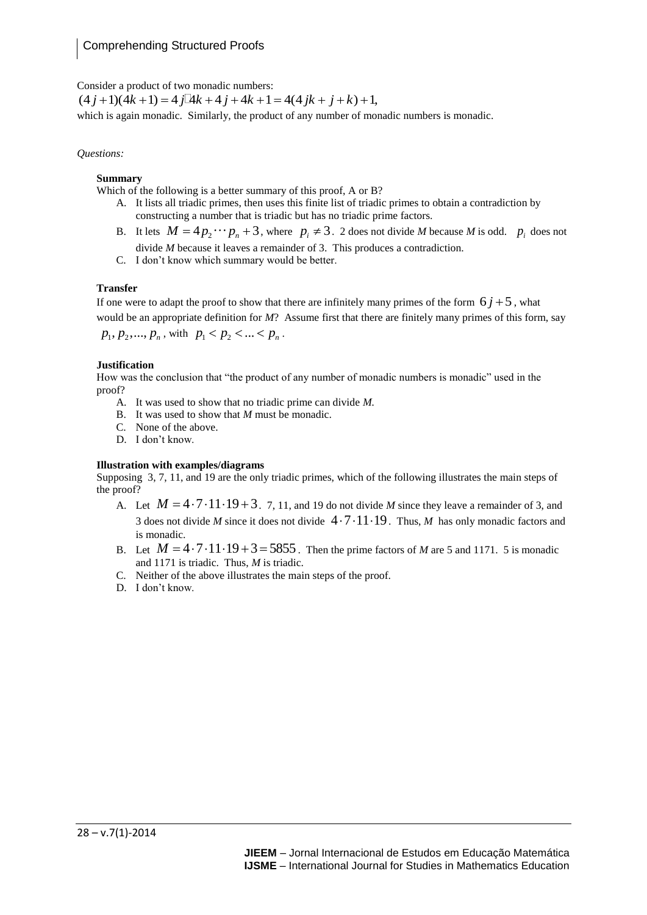Consider a product of two monadic numbers:

$$(4j+1)(4k+1) = 4j \cdot 4k + 4j + 4k + 1 = 4(4jk + j + k) + 1,$$

which is again monadic. Similarly, the product of any number of monadic numbers is monadic.

*Questions:*

**Summary**

Which of the following is a better summary of this proof, A or B?

A. It lists all triadic primes, then uses this finite list of triadic primes to obtain a contradiction by constructing a number that is triadic but has no triadic prime factors.

B. It lets $M = 4p_2 \cdots p_n + 3$, where $p_i \neq 3$. 2 does not divide *M* because *M* is odd. $p_i$ does not divide *M* because it leaves a remainder of 3. This produces a contradiction.

C. I don't know which summary would be better.

**Transfer**

If one were to adapt the proof to show that there are infinitely many primes of the form $6j+5$, what would be an appropriate definition for *M*? Assume first that there are finitely many primes of this form, say $p_1, p_2, ..., p_n$, with $p_1 < p_2 < ... < p_n$.

**Justification**

How was the conclusion that "the product of any number of monadic numbers is monadic" used in the proof?

A. It was used to show that no triadic prime can divide *M*.

B. It was used to show that *M* must be monadic.

C. None of the above.

D. I don't know.

**Illustration with examples/diagrams**

Supposing 3, 7, 11, and 19 are the only triadic primes, which of the following illustrates the main steps of the proof?

A. Let $M = 4 \cdot 7 \cdot 11 \cdot 19 + 3$. 7, 11, and 19 do not divide *M* since they leave a remainder of 3, and 3 does not divide *M* since it does not divide $4 \cdot 7 \cdot 11 \cdot 19$. Thus, *M* has only monadic factors and is monadic.

B. Let $M = 4 \cdot 7 \cdot 11 \cdot 19 + 3 = 5855$. Then the prime factors of *M* are 5 and 1171. 5 is monadic and 1171 is triadic. Thus, *M* is triadic.

C. Neither of the above illustrates the main steps of the proof.

D. I don't know.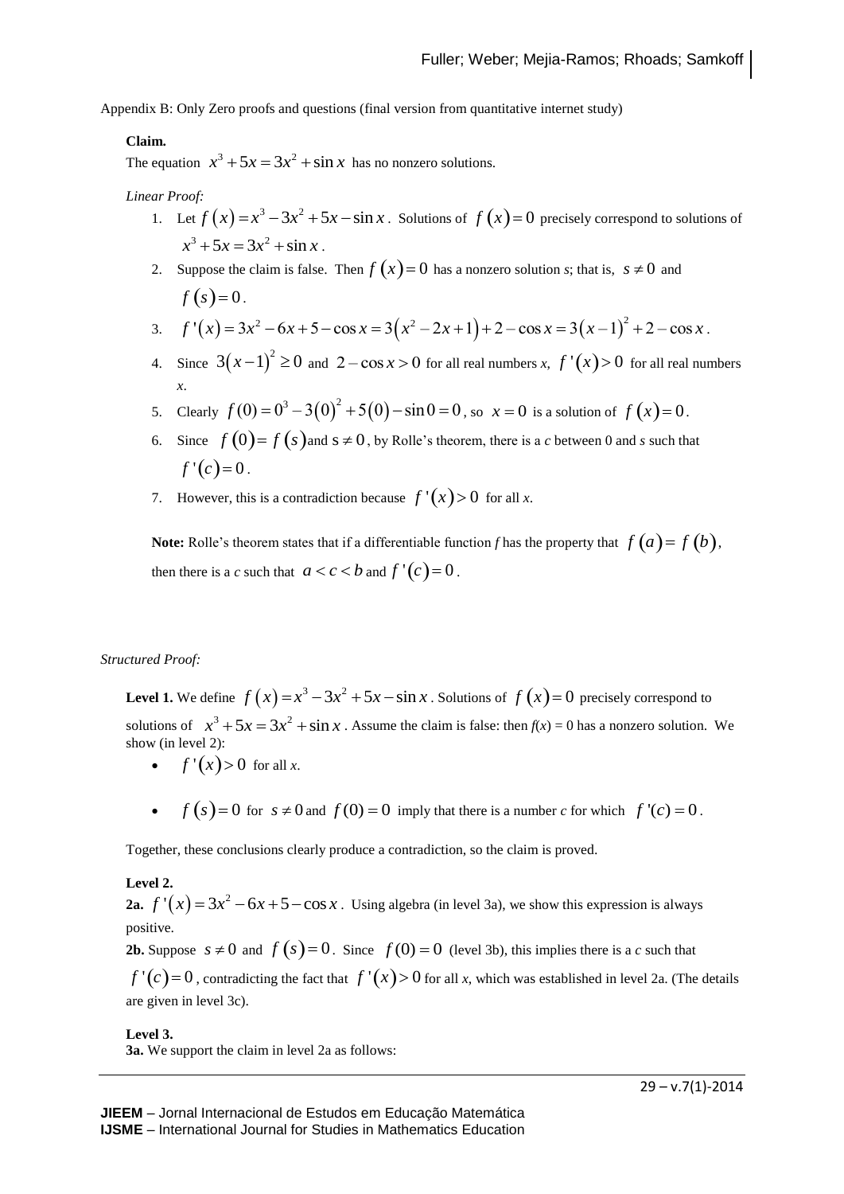Appendix B: Only Zero proofs and questions (final version from quantitative internet study)

**Claim.**

The equation $x^3 + 5x = 3x^2 + \sin x$ has no nonzero solutions.

*Linear Proof:*

1. Let $f(x) = x^3 - 3x^2 + 5x - \sin x$. Solutions of $f(x) = 0$ precisely correspond to solutions of $x^3 + 5x = 3x^2 + \sin x$.
2. Suppose the claim is false. Then $f(x) = 0$ has a nonzero solution *s*; that is, $s \neq 0$ and $f(s) = 0$.
3. $f'(x) = 3x^2 - 6x + 5 - \cos x = 3(x^2 - 2x + 1) + 2 - \cos x = 3(x-1)^2 + 2 - \cos x$.
4. Since $3(x-1)^2 \geq 0$ and $2 - \cos x > 0$ for all real numbers *x*, $f'(x) > 0$ for all real numbers *x*.
5. Clearly $f(0) = 0^3 - 3(0)^2 + 5(0) - \sin 0 = 0$, so $x = 0$ is a solution of $f(x) = 0$.
6. Since $f(0) = f(s)$ and $s \neq 0$, by Rolle's theorem, there is a *c* between 0 and *s* such that $f'(c) = 0$.
7. However, this is a contradiction because $f'(x) > 0$ for all *x*.

**Note:** Rolle's theorem states that if a differentiable function *f* has the property that $f(a) = f(b)$, then there is a *c* such that $a < c < b$ and $f'(c) = 0$.

*Structured Proof:*

**Level 1.** We define $f(x) = x^3 - 3x^2 + 5x - \sin x$. Solutions of $f(x) = 0$ precisely correspond to solutions of $x^3 + 5x = 3x^2 + \sin x$. Assume the claim is false: then $f(x) = 0$ has a nonzero solution. We show (in level 2):

- $f'(x) > 0$ for all *x*.
- $f(s) = 0$ for $s \neq 0$ and $f(0) = 0$ imply that there is a number *c* for which $f'(c) = 0$.

Together, these conclusions clearly produce a contradiction, so the claim is proved.

**Level 2.**

**2a.** $f'(x) = 3x^2 - 6x + 5 - \cos x$. Using algebra (in level 3a), we show this expression is always positive.

**2b.** Suppose $s \neq 0$ and $f(s) = 0$. Since $f(0) = 0$ (level 3b), this implies there is a *c* such that $f'(c) = 0$, contradicting the fact that $f'(x) > 0$ for all *x*, which was established in level 2a. (The details are given in level 3c).

**Level 3.**

**3a.** We support the claim in level 2a as follows: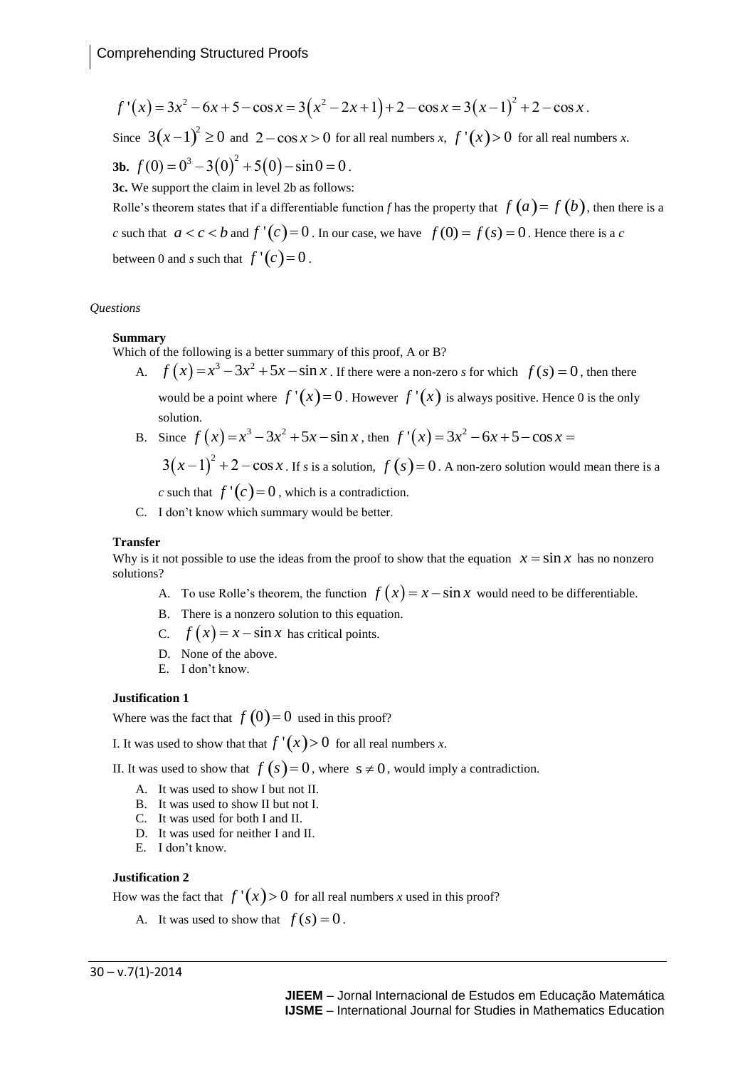$$f'(x) = 3x^2 - 6x + 5 - \cos x = 3\left(x^2 - 2x + 1\right) + 2 - \cos x = 3\left(x-1\right)^2 + 2 - \cos x.$$

Since $3\left(x-1\right)^2 \geq 0$ and $2 - \cos x > 0$ for all real numbers *x*, $f'(x) > 0$ for all real numbers *x*.

**3b.** $f(0) = 0^3 - 3\left(0\right)^2 + 5\left(0\right) - \sin 0 = 0$.

**3c.** We support the claim in level 2b as follows:

Rolle's theorem states that if a differentiable function *f* has the property that $f(a) = f(b)$, then there is a *c* such that $a < c < b$ and $f'(c) = 0$. In our case, we have $f(0) = f(s) = 0$. Hence there is a *c* between 0 and *s* such that $f'(c) = 0$.

*Questions*

**Summary**

Which of the following is a better summary of this proof, A or B?

A. $f(x) = x^3 - 3x^2 + 5x - \sin x$. If there were a non-zero *s* for which $f(s) = 0$, then there would be a point where $f'(x) = 0$. However $f'(x)$ is always positive. Hence 0 is the only solution.

B. Since $f(x) = x^3 - 3x^2 + 5x - \sin x$, then $f'(x) = 3x^2 - 6x + 5 - \cos x = 3\left(x-1\right)^2 + 2 - \cos x$. If *s* is a solution, $f(s) = 0$. A non-zero solution would mean there is a *c* such that $f'(c) = 0$, which is a contradiction.

C. I don't know which summary would be better.

**Transfer**

Why is it not possible to use the ideas from the proof to show that the equation $x = \sin x$ has no nonzero solutions?

A. To use Rolle's theorem, the function $f(x) = x - \sin x$ would need to be differentiable.

B. There is a nonzero solution to this equation.

C. $f(x) = x - \sin x$ has critical points.

D. None of the above.

E. I don't know.

**Justification 1**

Where was the fact that $f(0) = 0$ used in this proof?

I. It was used to show that that $f'(x) > 0$ for all real numbers *x*.

II. It was used to show that $f(s) = 0$, where $s \neq 0$, would imply a contradiction.

A. It was used to show I but not II.

B. It was used to show II but not I.

C. It was used for both I and II.

D. It was used for neither I and II.

E. I don't know.

**Justification 2**

How was the fact that $f'(x) > 0$ for all real numbers *x* used in this proof?

A. It was used to show that $f(s) = 0$.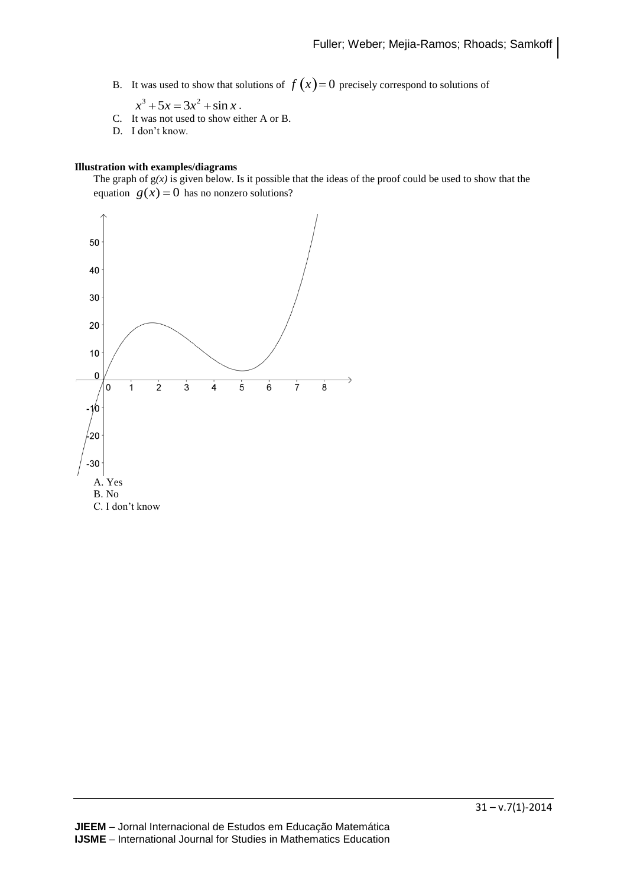B. It was used to show that solutions of $f(x) = 0$ precisely correspond to solutions of

$x^3 + 5x = 3x^2 + \sin x$.

C. It was not used to show either A or B.

D. I don't know.

**Illustration with examples/diagrams**

The graph of g*(x)* is given below. Is it possible that the ideas of the proof could be used to show that the equation $g(x) = 0$ has no nonzero solutions?

A. Yes

B. No

C. I don't know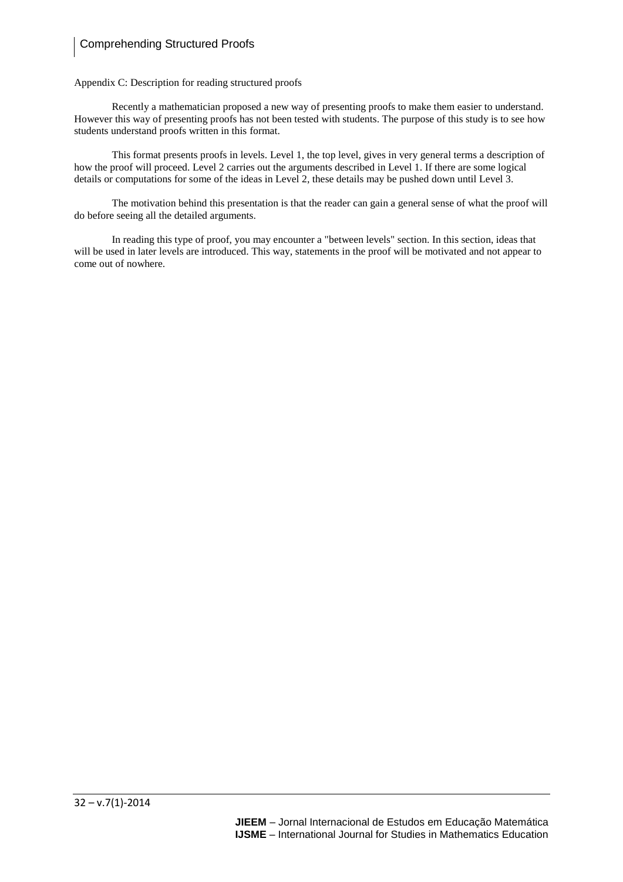Appendix C: Description for reading structured proofs

Recently a mathematician proposed a new way of presenting proofs to make them easier to understand. However this way of presenting proofs has not been tested with students. The purpose of this study is to see how students understand proofs written in this format.

This format presents proofs in levels. Level 1, the top level, gives in very general terms a description of how the proof will proceed. Level 2 carries out the arguments described in Level 1. If there are some logical details or computations for some of the ideas in Level 2, these details may be pushed down until Level 3.

The motivation behind this presentation is that the reader can gain a general sense of what the proof will do before seeing all the detailed arguments.

In reading this type of proof, you may encounter a "between levels" section. In this section, ideas that will be used in later levels are introduced. This way, statements in the proof will be motivated and not appear to come out of nowhere.